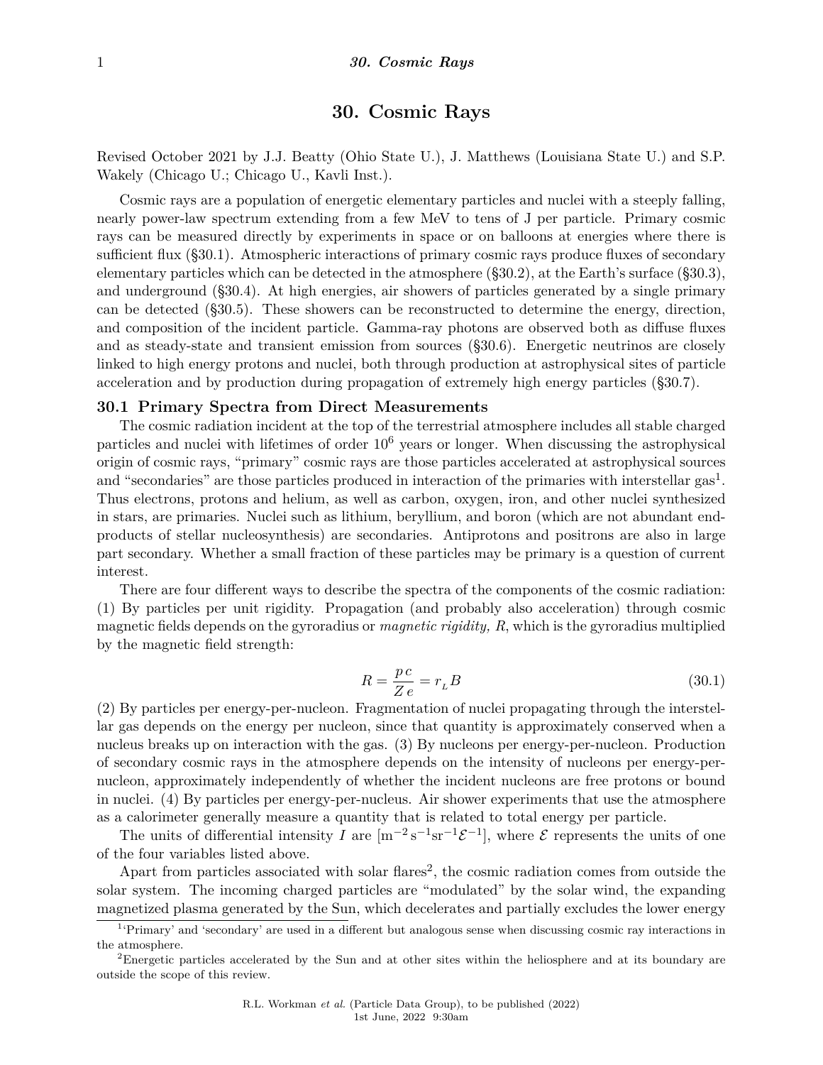# 30. Cosmic Rays

Revised October 2021 by J.J. Beatty (Ohio State U.), J. Matthews (Louisiana State U.) and S.P. Wakely (Chicago U.; Chicago U., Kavli Inst.).

Cosmic rays are a population of energetic elementary particles and nuclei with a steeply falling, nearly power-law spectrum extending from a few MeV to tens of J per particle. Primary cosmic rays can be measured directly by experiments in space or on balloons at energies where there is sufficient flux (§30.1). Atmospheric interactions of primary cosmic rays produce fluxes of secondary elementary particles which can be detected in the atmosphere (§30.2), at the Earth's surface (§30.3), and underground (§30.4). At high energies, air showers of particles generated by a single primary can be detected (§30.5). These showers can be reconstructed to determine the energy, direction, and composition of the incident particle. Gamma-ray photons are observed both as diffuse fluxes and as steady-state and transient emission from sources (§30.6). Energetic neutrinos are closely linked to high energy protons and nuclei, both through production at astrophysical sites of particle acceleration and by production during propagation of extremely high energy particles (§30.7).

## 30.1 Primary Spectra from Direct Measurements

The cosmic radiation incident at the top of the terrestrial atmosphere includes all stable charged particles and nuclei with lifetimes of order $10^6$ years or longer. When discussing the astrophysical origin of cosmic rays, "primary" cosmic rays are those particles accelerated at astrophysical sources and "secondaries" are those particles produced in interaction of the primaries with interstellar gas[1]. Thus electrons, protons and helium, as well as carbon, oxygen, iron, and other nuclei synthesized in stars, are primaries. Nuclei such as lithium, beryllium, and boron (which are not abundant end-products of stellar nucleosynthesis) are secondaries. Antiprotons and positrons are also in large part secondary. Whether a small fraction of these particles may be primary is a question of current interest.

There are four different ways to describe the spectra of the components of the cosmic radiation: (1) By particles per unit rigidity. Propagation (and probably also acceleration) through cosmic magnetic fields depends on the gyroradius or *magnetic rigidity, R*, which is the gyroradius multiplied by the magnetic field strength:

$$R = \frac{p\,c}{Z\,e} = r_{_L} B \tag{30.1}$$

(2) By particles per energy-per-nucleon. Fragmentation of nuclei propagating through the interstellar gas depends on the energy per nucleon, since that quantity is approximately conserved when a nucleus breaks up on interaction with the gas. (3) By nucleons per energy-per-nucleon. Production of secondary cosmic rays in the atmosphere depends on the intensity of nucleons per energy-per-nucleon, approximately independently of whether the incident nucleons are free protons or bound in nuclei. (4) By particles per energy-per-nucleus. Air shower experiments that use the atmosphere as a calorimeter generally measure a quantity that is related to total energy per particle.

The units of differential intensity $I$ are $[\mathrm{m^{-2}\,s^{-1}sr^{-1}}\mathcal{E}^{-1}]$, where $\mathcal{E}$ represents the units of one of the four variables listed above.

Apart from particles associated with solar flares[2], the cosmic radiation comes from outside the solar system. The incoming charged particles are "modulated" by the solar wind, the expanding magnetized plasma generated by the Sun, which decelerates and partially excludes the lower energy

---

[1] 'Primary' and 'secondary' are used in a different but analogous sense when discussing cosmic ray interactions in the atmosphere.

[2] Energetic particles accelerated by the Sun and at other sites within the heliosphere and at its boundary are outside the scope of this review.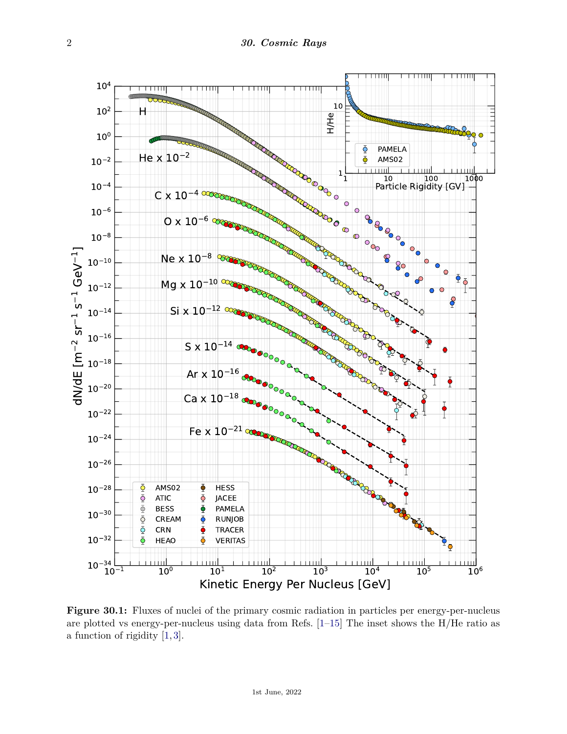**Figure 30.1:** Fluxes of nuclei of the primary cosmic radiation in particles per energy-per-nucleus are plotted vs energy-per-nucleus using data from Refs. [1–15] The inset shows the H/He ratio as a function of rigidity [1,3].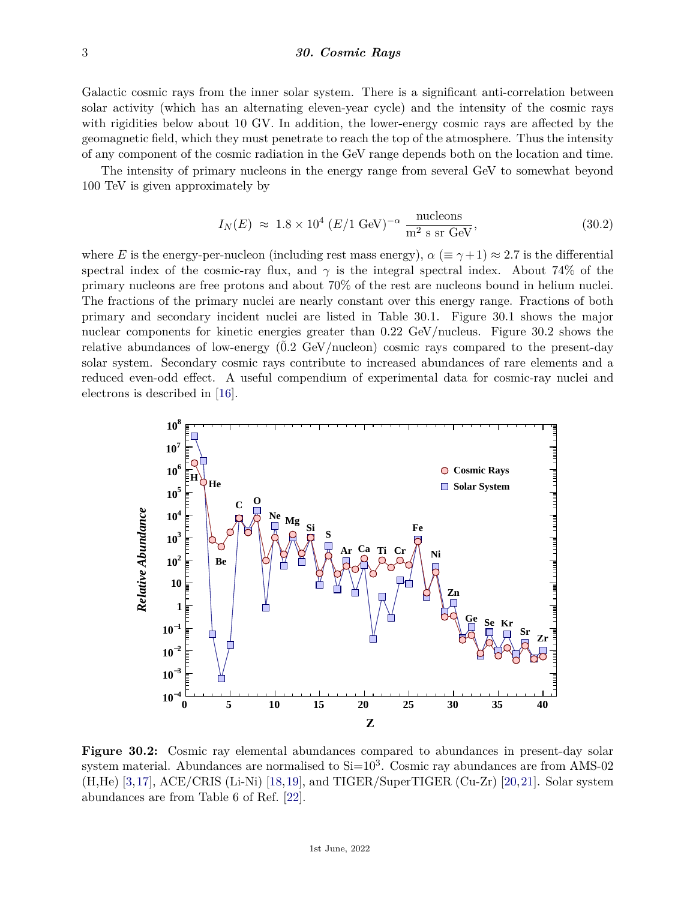Galactic cosmic rays from the inner solar system. There is a significant anti-correlation between solar activity (which has an alternating eleven-year cycle) and the intensity of the cosmic rays with rigidities below about 10 GV. In addition, the lower-energy cosmic rays are affected by the geomagnetic field, which they must penetrate to reach the top of the atmosphere. Thus the intensity of any component of the cosmic radiation in the GeV range depends both on the location and time.

The intensity of primary nucleons in the energy range from several GeV to somewhat beyond 100 TeV is given approximately by

$$I_N(E) \approx 1.8 \times 10^4 \ (E/1\ \text{GeV})^{-\alpha} \ \frac{\text{nucleons}}{\text{m}^2 \text{ s sr GeV}}, \tag{30.2}$$

where $E$ is the energy-per-nucleon (including rest mass energy), $\alpha$ ($\equiv \gamma+1$) $\approx 2.7$ is the differential spectral index of the cosmic-ray flux, and $\gamma$ is the integral spectral index. About 74% of the primary nucleons are free protons and about 70% of the rest are nucleons bound in helium nuclei. The fractions of the primary nuclei are nearly constant over this energy range. Fractions of both primary and secondary incident nuclei are listed in Table 30.1. Figure 30.1 shows the major nuclear components for kinetic energies greater than 0.22 GeV/nucleus. Figure 30.2 shows the relative abundances of low-energy ($\tilde{0}$.2 GeV/nucleon) cosmic rays compared to the present-day solar system. Secondary cosmic rays contribute to increased abundances of rare elements and a reduced even-odd effect. A useful compendium of experimental data for cosmic-ray nuclei and electrons is described in [16].

**Figure 30.2:** Cosmic ray elemental abundances compared to abundances in present-day solar system material. Abundances are normalised to Si=$10^3$. Cosmic ray abundances are from AMS-02 (H,He) [3,17], ACE/CRIS (Li-Ni) [18,19], and TIGER/SuperTIGER (Cu-Zr) [20,21]. Solar system abundances are from Table 6 of Ref. [22].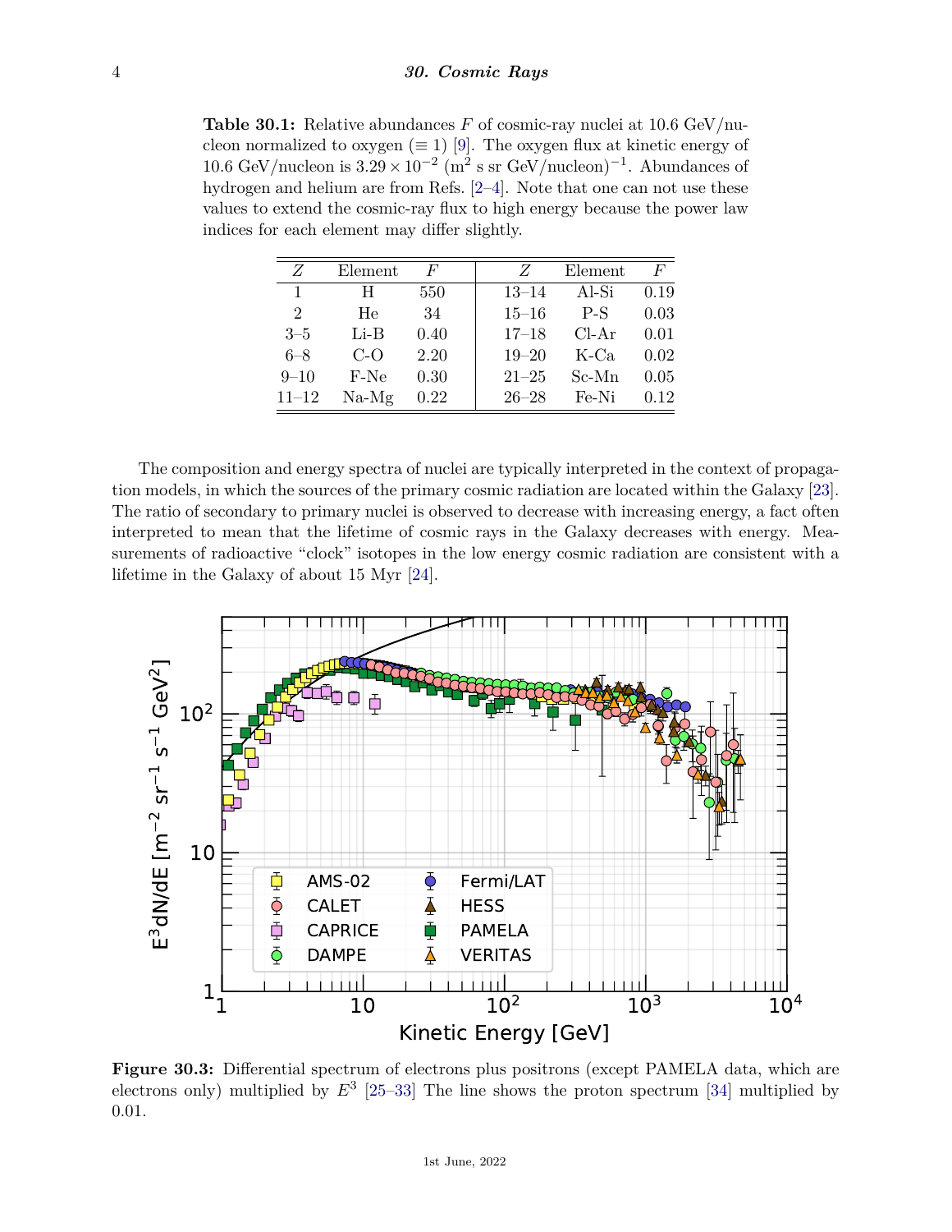**Table 30.1:** Relative abundances $F$ of cosmic-ray nuclei at 10.6 GeV/nucleon normalized to oxygen ($\equiv 1$) [9]. The oxygen flux at kinetic energy of 10.6 GeV/nucleon is $3.29 \times 10^{-2}$ (m$^2$ s sr GeV/nucleon)$^{-1}$. Abundances of hydrogen and helium are from Refs. [2–4]. Note that one can not use these values to extend the cosmic-ray flux to high energy because the power law indices for each element may differ slightly.

| $Z$ | Element | $F$ | $Z$ | Element | $F$ |
|---|---|---|---|---|---|
| 1 | H | 550 | 13–14 | Al-Si | 0.19 |
| 2 | He | 34 | 15–16 | P-S | 0.03 |
| 3–5 | Li-B | 0.40 | 17–18 | Cl-Ar | 0.01 |
| 6–8 | C-O | 2.20 | 19–20 | K-Ca | 0.02 |
| 9–10 | F-Ne | 0.30 | 21–25 | Sc-Mn | 0.05 |
| 11–12 | Na-Mg | 0.22 | 26–28 | Fe-Ni | 0.12 |

The composition and energy spectra of nuclei are typically interpreted in the context of propagation models, in which the sources of the primary cosmic radiation are located within the Galaxy [23]. The ratio of secondary to primary nuclei is observed to decrease with increasing energy, a fact often interpreted to mean that the lifetime of cosmic rays in the Galaxy decreases with energy. Measurements of radioactive "clock" isotopes in the low energy cosmic radiation are consistent with a lifetime in the Galaxy of about 15 Myr [24].

**Figure 30.3:** Differential spectrum of electrons plus positrons (except PAMELA data, which are electrons only) multiplied by $E^3$ [25–33] The line shows the proton spectrum [34] multiplied by 0.01.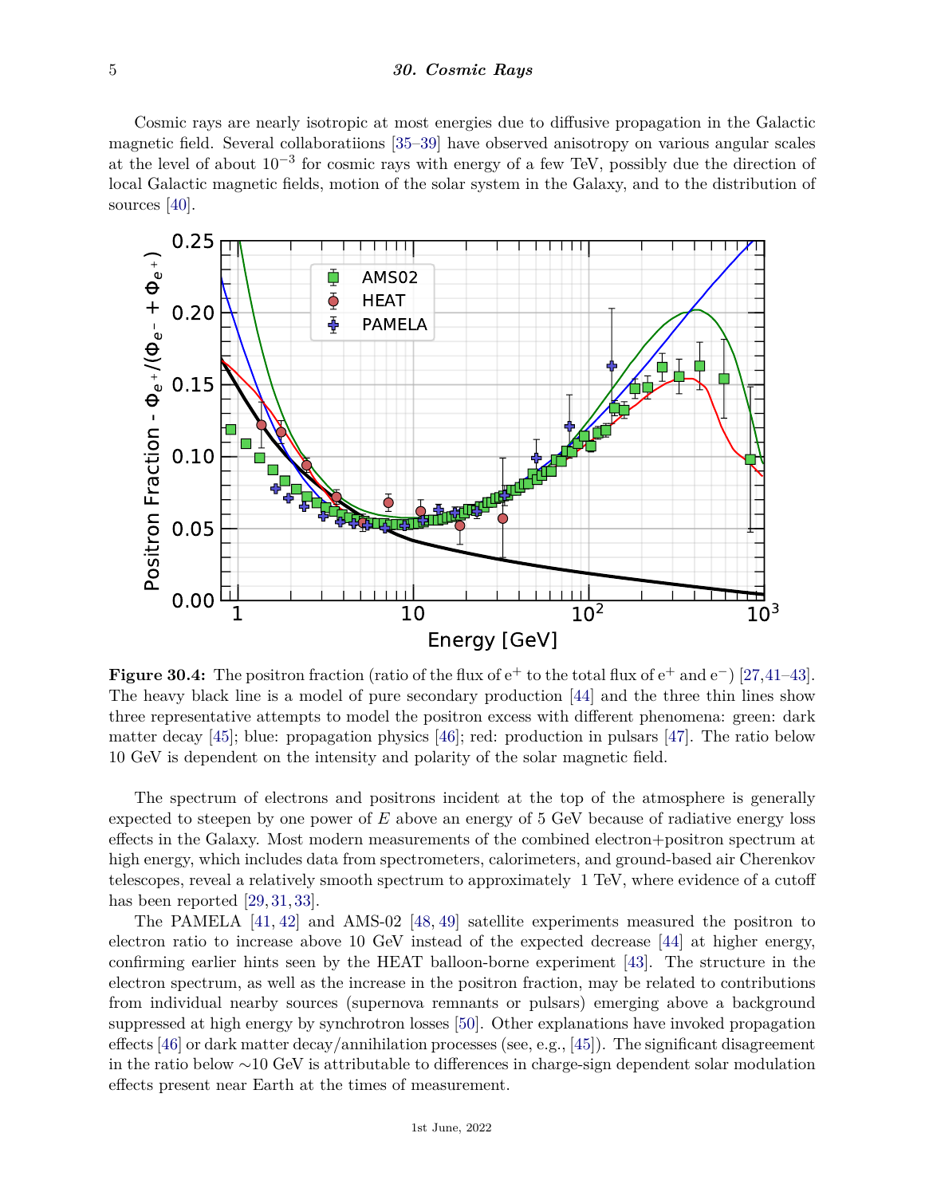Cosmic rays are nearly isotropic at most energies due to diffusive propagation in the Galactic magnetic field. Several collaboratiions [35–39] have observed anisotropy on various angular scales at the level of about $10^{-3}$ for cosmic rays with energy of a few TeV, possibly due the direction of local Galactic magnetic fields, motion of the solar system in the Galaxy, and to the distribution of sources [40].

**Figure 30.4:** The positron fraction (ratio of the flux of $e^+$ to the total flux of $e^+$ and $e^-$) [27,41–43]. The heavy black line is a model of pure secondary production [44] and the three thin lines show three representative attempts to model the positron excess with different phenomena: green: dark matter decay [45]; blue: propagation physics [46]; red: production in pulsars [47]. The ratio below 10 GeV is dependent on the intensity and polarity of the solar magnetic field.

The spectrum of electrons and positrons incident at the top of the atmosphere is generally expected to steepen by one power of $E$ above an energy of 5 GeV because of radiative energy loss effects in the Galaxy. Most modern measurements of the combined electron+positron spectrum at high energy, which includes data from spectrometers, calorimeters, and ground-based air Cherenkov telescopes, reveal a relatively smooth spectrum to approximately 1 TeV, where evidence of a cutoff has been reported [29,31,33].

The PAMELA [41, 42] and AMS-02 [48, 49] satellite experiments measured the positron to electron ratio to increase above 10 GeV instead of the expected decrease [44] at higher energy, confirming earlier hints seen by the HEAT balloon-borne experiment [43]. The structure in the electron spectrum, as well as the increase in the positron fraction, may be related to contributions from individual nearby sources (supernova remnants or pulsars) emerging above a background suppressed at high energy by synchrotron losses [50]. Other explanations have invoked propagation effects [46] or dark matter decay/annihilation processes (see, e.g., [45]). The significant disagreement in the ratio below ∼10 GeV is attributable to differences in charge-sign dependent solar modulation effects present near Earth at the times of measurement.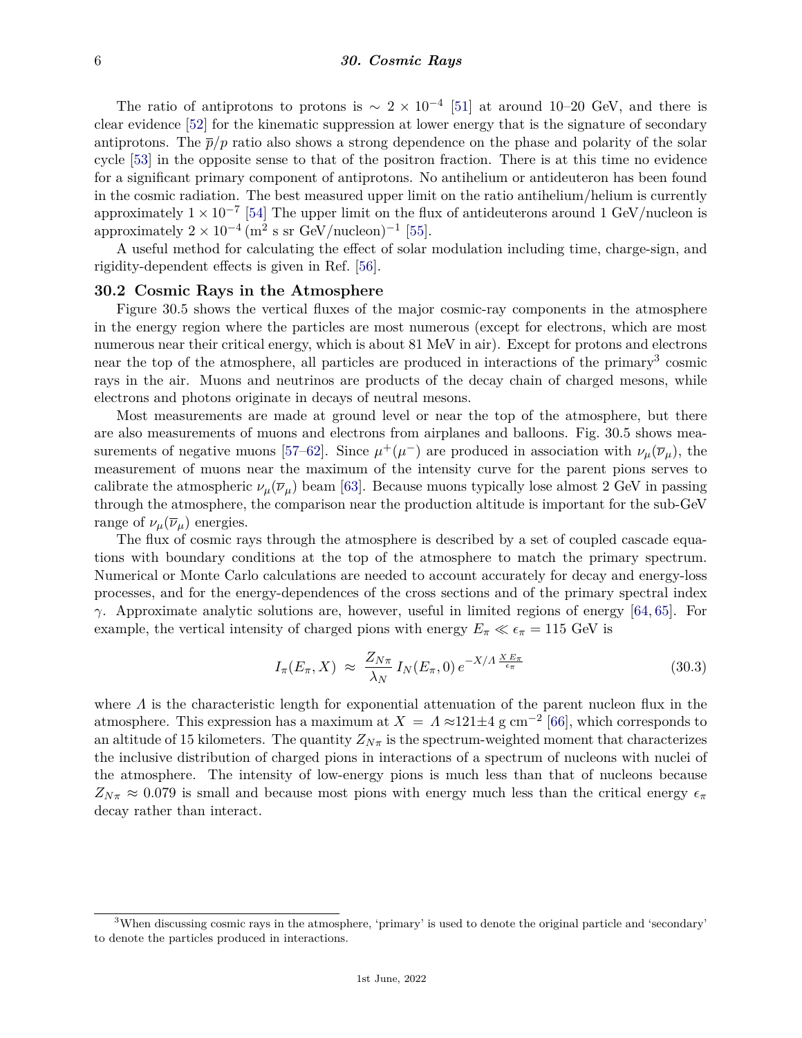The ratio of antiprotons to protons is $\sim 2 \times 10^{-4}$ [51] at around 10–20 GeV, and there is clear evidence [52] for the kinematic suppression at lower energy that is the signature of secondary antiprotons. The $\overline{p}/p$ ratio also shows a strong dependence on the phase and polarity of the solar cycle [53] in the opposite sense to that of the positron fraction. There is at this time no evidence for a significant primary component of antiprotons. No antihelium or antideuteron has been found in the cosmic radiation. The best measured upper limit on the ratio antihelium/helium is currently approximately $1 \times 10^{-7}$ [54] The upper limit on the flux of antideuterons around 1 GeV/nucleon is approximately $2 \times 10^{-4}\,(\mathrm{m}^2\ \mathrm{s\ sr\ GeV/nucleon})^{-1}$ [55].

A useful method for calculating the effect of solar modulation including time, charge-sign, and rigidity-dependent effects is given in Ref. [56].

## 30.2 Cosmic Rays in the Atmosphere

Figure 30.5 shows the vertical fluxes of the major cosmic-ray components in the atmosphere in the energy region where the particles are most numerous (except for electrons, which are most numerous near their critical energy, which is about 81 MeV in air). Except for protons and electrons near the top of the atmosphere, all particles are produced in interactions of the primary[3] cosmic rays in the air. Muons and neutrinos are products of the decay chain of charged mesons, while electrons and photons originate in decays of neutral mesons.

Most measurements are made at ground level or near the top of the atmosphere, but there are also measurements of muons and electrons from airplanes and balloons. Fig. 30.5 shows measurements of negative muons [57–62]. Since $\mu^+(\mu^-)$ are produced in association with $\nu_\mu(\overline{\nu}_\mu)$, the measurement of muons near the maximum of the intensity curve for the parent pions serves to calibrate the atmospheric $\nu_\mu(\overline{\nu}_\mu)$ beam [63]. Because muons typically lose almost 2 GeV in passing through the atmosphere, the comparison near the production altitude is important for the sub-GeV range of $\nu_\mu(\overline{\nu}_\mu)$ energies.

The flux of cosmic rays through the atmosphere is described by a set of coupled cascade equations with boundary conditions at the top of the atmosphere to match the primary spectrum. Numerical or Monte Carlo calculations are needed to account accurately for decay and energy-loss processes, and for the energy-dependences of the cross sections and of the primary spectral index $\gamma$. Approximate analytic solutions are, however, useful in limited regions of energy [64, 65]. For example, the vertical intensity of charged pions with energy $E_\pi \ll \epsilon_\pi = 115$ GeV is

$$I_\pi(E_\pi, X) \;\approx\; \frac{Z_{N\pi}}{\lambda_N}\, I_N(E_\pi, 0)\, e^{-X/\Lambda}\, \frac{X\,E_\pi}{\epsilon_\pi} \tag{30.3}$$

where $\Lambda$ is the characteristic length for exponential attenuation of the parent nucleon flux in the atmosphere. This expression has a maximum at $X = \Lambda \approx 121\pm4\ \mathrm{g\ cm}^{-2}$ [66], which corresponds to an altitude of 15 kilometers. The quantity $Z_{N\pi}$ is the spectrum-weighted moment that characterizes the inclusive distribution of charged pions in interactions of a spectrum of nucleons with nuclei of the atmosphere. The intensity of low-energy pions is much less than that of nucleons because $Z_{N\pi} \approx 0.079$ is small and because most pions with energy much less than the critical energy $\epsilon_\pi$ decay rather than interact.

---

[3] When discussing cosmic rays in the atmosphere, 'primary' is used to denote the original particle and 'secondary' to denote the particles produced in interactions.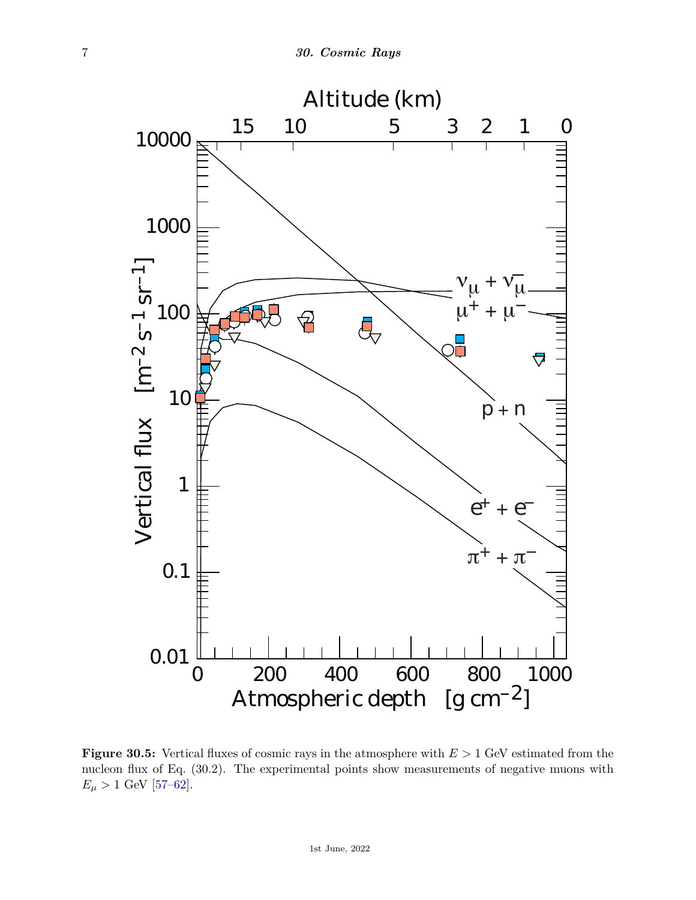**Figure 30.5:** Vertical fluxes of cosmic rays in the atmosphere with $E > 1$ GeV estimated from the nucleon flux of Eq. (30.2). The experimental points show measurements of negative muons with $E_\mu > 1$ GeV [57–62].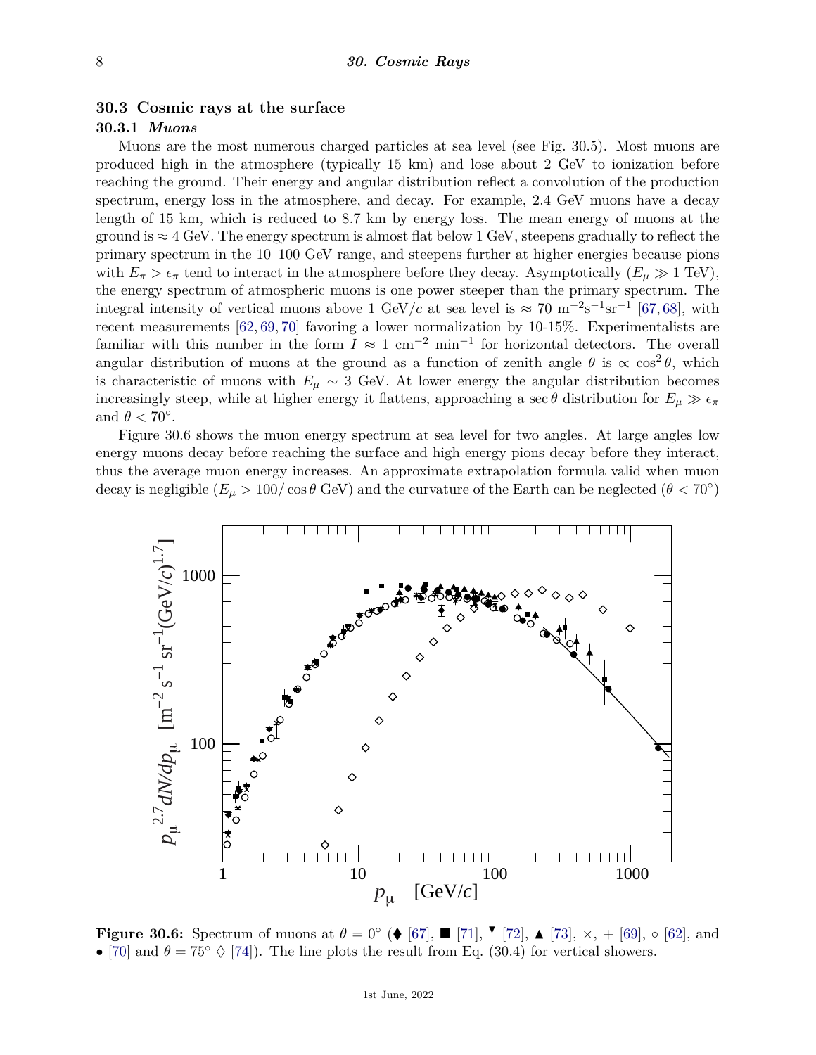## 30.3 Cosmic rays at the surface

### 30.3.1 *Muons*

Muons are the most numerous charged particles at sea level (see Fig. 30.5). Most muons are produced high in the atmosphere (typically 15 km) and lose about 2 GeV to ionization before reaching the ground. Their energy and angular distribution reflect a convolution of the production spectrum, energy loss in the atmosphere, and decay. For example, 2.4 GeV muons have a decay length of 15 km, which is reduced to 8.7 km by energy loss. The mean energy of muons at the ground is $\approx 4$ GeV. The energy spectrum is almost flat below 1 GeV, steepens gradually to reflect the primary spectrum in the 10–100 GeV range, and steepens further at higher energies because pions with $E_\pi > \epsilon_\pi$ tend to interact in the atmosphere before they decay. Asymptotically ($E_\mu \gg 1$ TeV), the energy spectrum of atmospheric muons is one power steeper than the primary spectrum. The integral intensity of vertical muons above 1 GeV/$c$ at sea level is $\approx 70$ m$^{-2}$s$^{-1}$sr$^{-1}$ [67, 68], with recent measurements [62, 69, 70] favoring a lower normalization by 10-15%. Experimentalists are familiar with this number in the form $I \approx 1$ cm$^{-2}$ min$^{-1}$ for horizontal detectors. The overall angular distribution of muons at the ground as a function of zenith angle $\theta$ is $\propto \cos^2\theta$, which is characteristic of muons with $E_\mu \sim 3$ GeV. At lower energy the angular distribution becomes increasingly steep, while at higher energy it flattens, approaching a $\sec\theta$ distribution for $E_\mu \gg \epsilon_\pi$ and $\theta < 70°$.

Figure 30.6 shows the muon energy spectrum at sea level for two angles. At large angles low energy muons decay before reaching the surface and high energy pions decay before they interact, thus the average muon energy increases. An approximate extrapolation formula valid when muon decay is negligible ($E_\mu > 100/\cos\theta$ GeV) and the curvature of the Earth can be neglected ($\theta < 70°$)

**Figure 30.6:** Spectrum of muons at $\theta = 0°$ (♦ [67], ■ [71], ▼ [72], ▲ [73], ×, + [69], ○ [62], and • [70] and $\theta = 75°$ ◊ [74]). The line plots the result from Eq. (30.4) for vertical showers.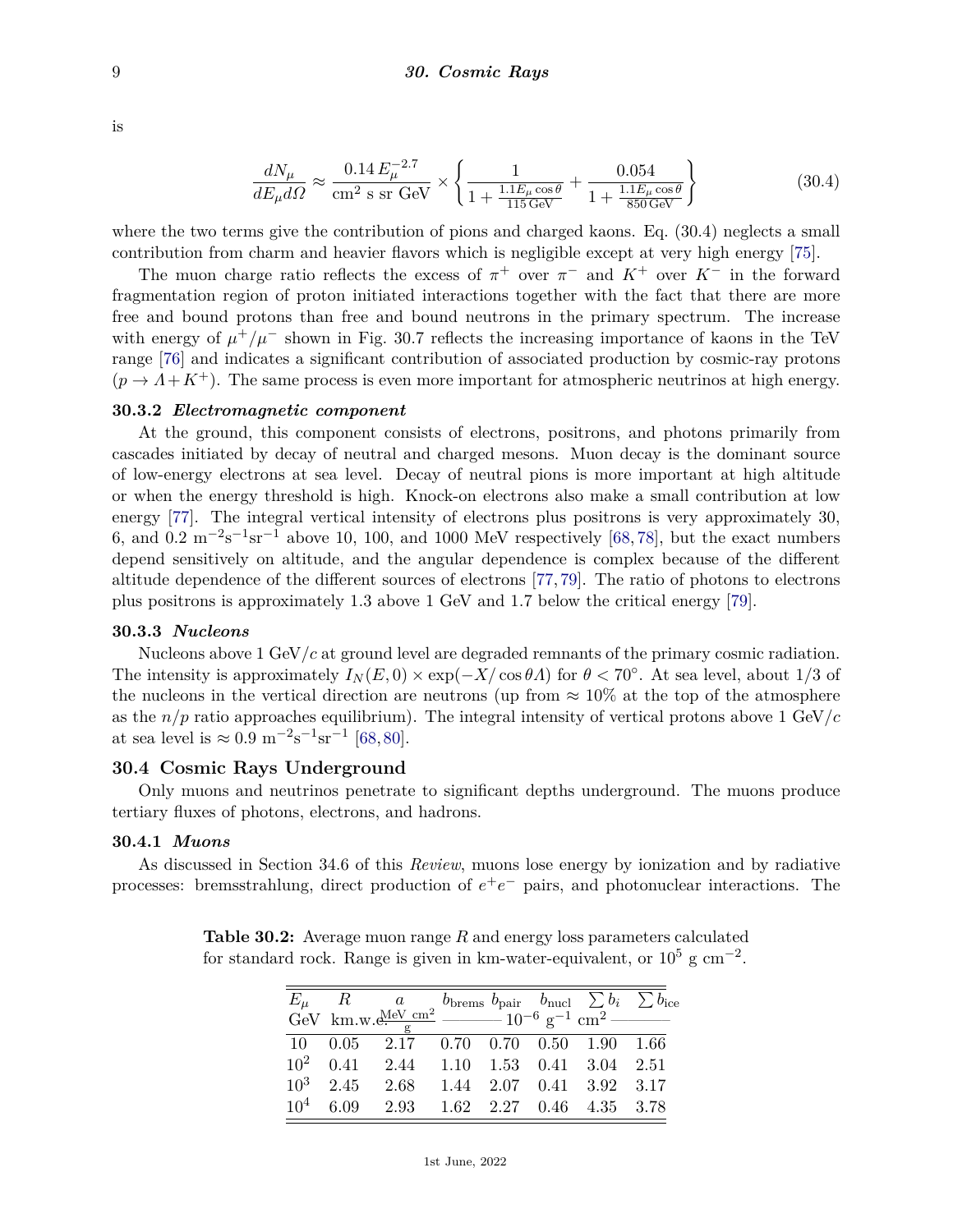is

$$\frac{dN_\mu}{dE_\mu d\Omega} \approx \frac{0.14\,E_\mu^{-2.7}}{\text{cm}^2\text{ s sr GeV}} \times \left\{ \frac{1}{1 + \frac{1.1 E_\mu \cos\theta}{115\,\text{GeV}}} + \frac{0.054}{1 + \frac{1.1 E_\mu \cos\theta}{850\,\text{GeV}}} \right\} \tag{30.4}$$

where the two terms give the contribution of pions and charged kaons. Eq. (30.4) neglects a small contribution from charm and heavier flavors which is negligible except at very high energy [75].

The muon charge ratio reflects the excess of $\pi^+$ over $\pi^-$ and $K^+$ over $K^-$ in the forward fragmentation region of proton initiated interactions together with the fact that there are more free and bound protons than free and bound neutrons in the primary spectrum. The increase with energy of $\mu^+/\mu^-$ shown in Fig. 30.7 reflects the increasing importance of kaons in the TeV range [76] and indicates a significant contribution of associated production by cosmic-ray protons ($p \to \Lambda + K^+$). The same process is even more important for atmospheric neutrinos at high energy.

### 30.3.2 *Electromagnetic component*

At the ground, this component consists of electrons, positrons, and photons primarily from cascades initiated by decay of neutral and charged mesons. Muon decay is the dominant source of low-energy electrons at sea level. Decay of neutral pions is more important at high altitude or when the energy threshold is high. Knock-on electrons also make a small contribution at low energy [77]. The integral vertical intensity of electrons plus positrons is very approximately 30, 6, and 0.2 $\text{m}^{-2}\text{s}^{-1}\text{sr}^{-1}$ above 10, 100, and 1000 MeV respectively [68,78], but the exact numbers depend sensitively on altitude, and the angular dependence is complex because of the different altitude dependence of the different sources of electrons [77,79]. The ratio of photons to electrons plus positrons is approximately 1.3 above 1 GeV and 1.7 below the critical energy [79].

### 30.3.3 *Nucleons*

Nucleons above 1 GeV/$c$ at ground level are degraded remnants of the primary cosmic radiation. The intensity is approximately $I_N(E, 0) \times \exp(-X/\cos\theta\Lambda)$ for $\theta < 70^\circ$. At sea level, about 1/3 of the nucleons in the vertical direction are neutrons (up from $\approx 10\%$ at the top of the atmosphere as the $n/p$ ratio approaches equilibrium). The integral intensity of vertical protons above 1 GeV/$c$ at sea level is $\approx 0.9\ \text{m}^{-2}\text{s}^{-1}\text{sr}^{-1}$ [68,80].

## 30.4 Cosmic Rays Underground

Only muons and neutrinos penetrate to significant depths underground. The muons produce tertiary fluxes of photons, electrons, and hadrons.

### 30.4.1 *Muons*

As discussed in Section 34.6 of this *Review*, muons lose energy by ionization and by radiative processes: bremsstrahlung, direct production of $e^+e^-$ pairs, and photonuclear interactions. The

**Table 30.2:** Average muon range $R$ and energy loss parameters calculated for standard rock. Range is given in km-water-equivalent, or $10^5$ g cm$^{-2}$.

| $E_\mu$ | $R$ | $a$ | $b_{\text{brems}}$ | $b_{\text{pair}}$ | $b_{\text{nucl}}$ | $\sum b_i$ | $\sum b_{\text{ice}}$ |
|---|---|---|---|---|---|---|---|
| GeV | km.w.e. | $\frac{\text{MeV cm}^2}{\text{g}}$ | $10^{-6}$ g$^{-1}$ cm$^2$ | | | | |
| 10 | 0.05 | 2.17 | 0.70 | 0.70 | 0.50 | 1.90 | 1.66 |
| $10^2$ | 0.41 | 2.44 | 1.10 | 1.53 | 0.41 | 3.04 | 2.51 |
| $10^3$ | 2.45 | 2.68 | 1.44 | 2.07 | 0.41 | 3.92 | 3.17 |
| $10^4$ | 6.09 | 2.93 | 1.62 | 2.27 | 0.46 | 4.35 | 3.78 |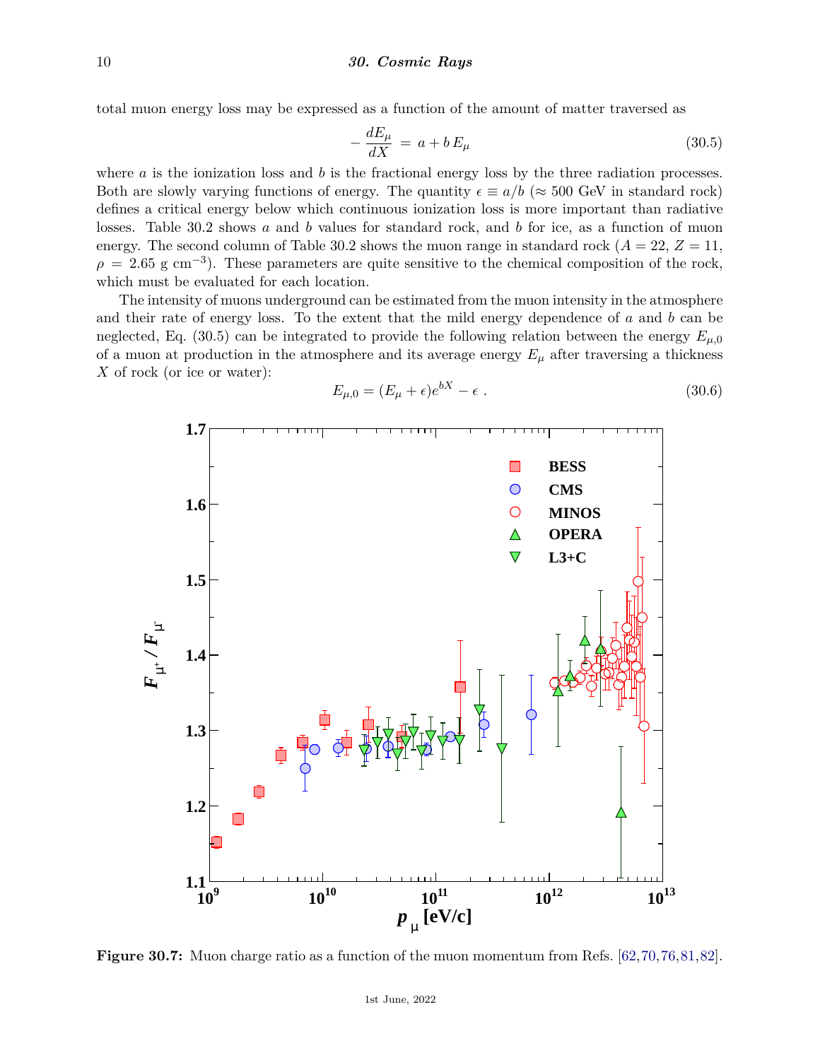total muon energy loss may be expressed as a function of the amount of matter traversed as

$$-\frac{dE_\mu}{dX} = a + b\,E_\mu \tag{30.5}$$

where $a$ is the ionization loss and $b$ is the fractional energy loss by the three radiation processes. Both are slowly varying functions of energy. The quantity $\epsilon \equiv a/b$ ($\approx 500$ GeV in standard rock) defines a critical energy below which continuous ionization loss is more important than radiative losses. Table 30.2 shows $a$ and $b$ values for standard rock, and $b$ for ice, as a function of muon energy. The second column of Table 30.2 shows the muon range in standard rock ($A = 22$, $Z = 11$, $\rho = 2.65$ g cm$^{-3}$). These parameters are quite sensitive to the chemical composition of the rock, which must be evaluated for each location.

The intensity of muons underground can be estimated from the muon intensity in the atmosphere and their rate of energy loss. To the extent that the mild energy dependence of $a$ and $b$ can be neglected, Eq. (30.5) can be integrated to provide the following relation between the energy $E_{\mu,0}$ of a muon at production in the atmosphere and its average energy $E_\mu$ after traversing a thickness $X$ of rock (or ice or water):

$$E_{\mu,0} = (E_\mu + \epsilon)e^{bX} - \epsilon\,. \tag{30.6}$$

**Figure 30.7:** Muon charge ratio as a function of the muon momentum from Refs. [62,70,76,81,82].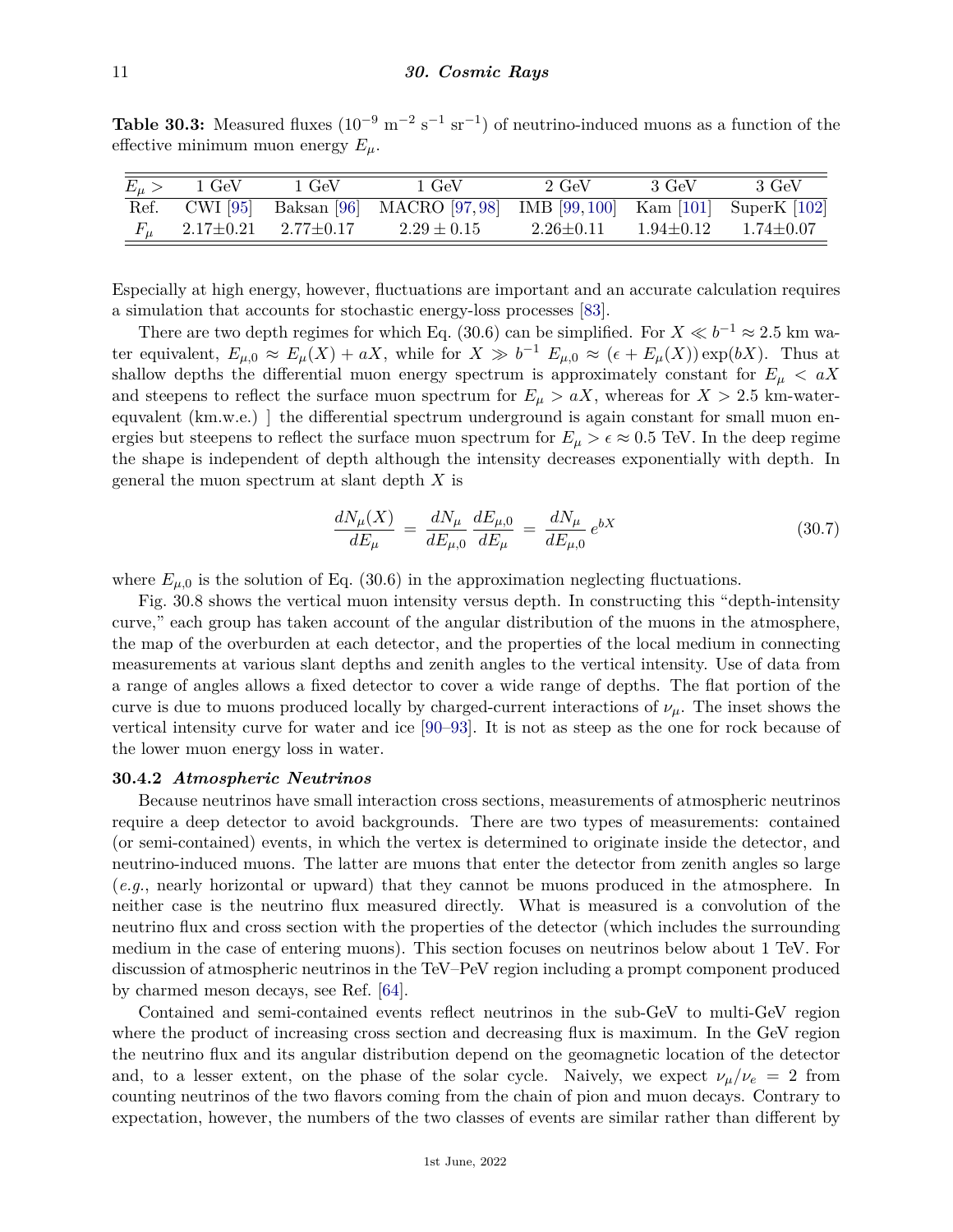**Table 30.3:** Measured fluxes ($10^{-9}$ m$^{-2}$ s$^{-1}$ sr$^{-1}$) of neutrino-induced muons as a function of the effective minimum muon energy $E_\mu$.

| $E_\mu >$ | 1 GeV | 1 GeV | 1 GeV | 2 GeV | 3 GeV | 3 GeV |
|---|---|---|---|---|---|---|
| Ref. | CWI [95] | Baksan [96] | MACRO [97, 98] | IMB [99, 100] | Kam [101] | SuperK [102] |
| $F_\mu$ | 2.17±0.21 | 2.77±0.17 | 2.29 ± 0.15 | 2.26±0.11 | 1.94±0.12 | 1.74±0.07 |

Especially at high energy, however, fluctuations are important and an accurate calculation requires a simulation that accounts for stochastic energy-loss processes [83].

There are two depth regimes for which Eq. (30.6) can be simplified. For $X \ll b^{-1} \approx 2.5$ km water equivalent, $E_{\mu,0} \approx E_\mu(X) + aX$, while for $X \gg b^{-1}$ $E_{\mu,0} \approx (\epsilon + E_\mu(X)) \exp(bX)$. Thus at shallow depths the differential muon energy spectrum is approximately constant for $E_\mu < aX$ and steepens to reflect the surface muon spectrum for $E_\mu > aX$, whereas for $X > 2.5$ km-water-equivalent (km.w.e.) ] the differential spectrum underground is again constant for small muon energies but steepens to reflect the surface muon spectrum for $E_\mu > \epsilon \approx 0.5$ TeV. In the deep regime the shape is independent of depth although the intensity decreases exponentially with depth. In general the muon spectrum at slant depth $X$ is

$$\frac{dN_\mu(X)}{dE_\mu} = \frac{dN_\mu}{dE_{\mu,0}} \frac{dE_{\mu,0}}{dE_\mu} = \frac{dN_\mu}{dE_{\mu,0}} e^{bX} \tag{30.7}$$

where $E_{\mu,0}$ is the solution of Eq. (30.6) in the approximation neglecting fluctuations.

Fig. 30.8 shows the vertical muon intensity versus depth. In constructing this "depth-intensity curve," each group has taken account of the angular distribution of the muons in the atmosphere, the map of the overburden at each detector, and the properties of the local medium in connecting measurements at various slant depths and zenith angles to the vertical intensity. Use of data from a range of angles allows a fixed detector to cover a wide range of depths. The flat portion of the curve is due to muons produced locally by charged-current interactions of $\nu_\mu$. The inset shows the vertical intensity curve for water and ice [90–93]. It is not as steep as the one for rock because of the lower muon energy loss in water.

### 30.4.2 *Atmospheric Neutrinos*

Because neutrinos have small interaction cross sections, measurements of atmospheric neutrinos require a deep detector to avoid backgrounds. There are two types of measurements: contained (or semi-contained) events, in which the vertex is determined to originate inside the detector, and neutrino-induced muons. The latter are muons that enter the detector from zenith angles so large (*e.g.*, nearly horizontal or upward) that they cannot be muons produced in the atmosphere. In neither case is the neutrino flux measured directly. What is measured is a convolution of the neutrino flux and cross section with the properties of the detector (which includes the surrounding medium in the case of entering muons). This section focuses on neutrinos below about 1 TeV. For discussion of atmospheric neutrinos in the TeV–PeV region including a prompt component produced by charmed meson decays, see Ref. [64].

Contained and semi-contained events reflect neutrinos in the sub-GeV to multi-GeV region where the product of increasing cross section and decreasing flux is maximum. In the GeV region the neutrino flux and its angular distribution depend on the geomagnetic location of the detector and, to a lesser extent, on the phase of the solar cycle. Naively, we expect $\nu_\mu/\nu_e = 2$ from counting neutrinos of the two flavors coming from the chain of pion and muon decays. Contrary to expectation, however, the numbers of the two classes of events are similar rather than different by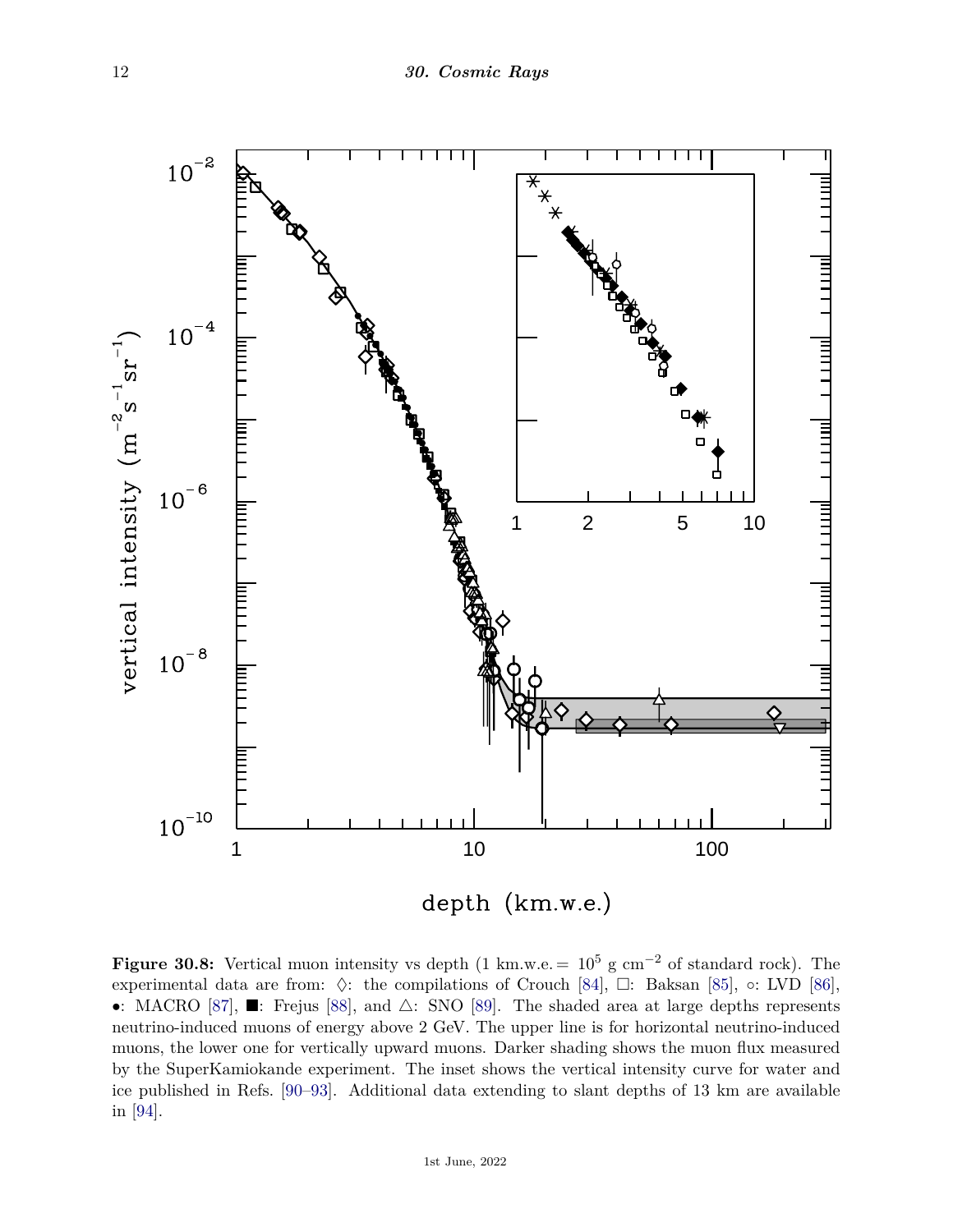**Figure 30.8:** Vertical muon intensity vs depth (1 km.w.e. = $10^5$ g cm$^{-2}$ of standard rock). The experimental data are from: ◊: the compilations of Crouch [84], □: Baksan [85], ○: LVD [86], •: MACRO [87], ■: Frejus [88], and △: SNO [89]. The shaded area at large depths represents neutrino-induced muons of energy above 2 GeV. The upper line is for horizontal neutrino-induced muons, the lower one for vertically upward muons. Darker shading shows the muon flux measured by the SuperKamiokande experiment. The inset shows the vertical intensity curve for water and ice published in Refs. [90–93]. Additional data extending to slant depths of 13 km are available in [94].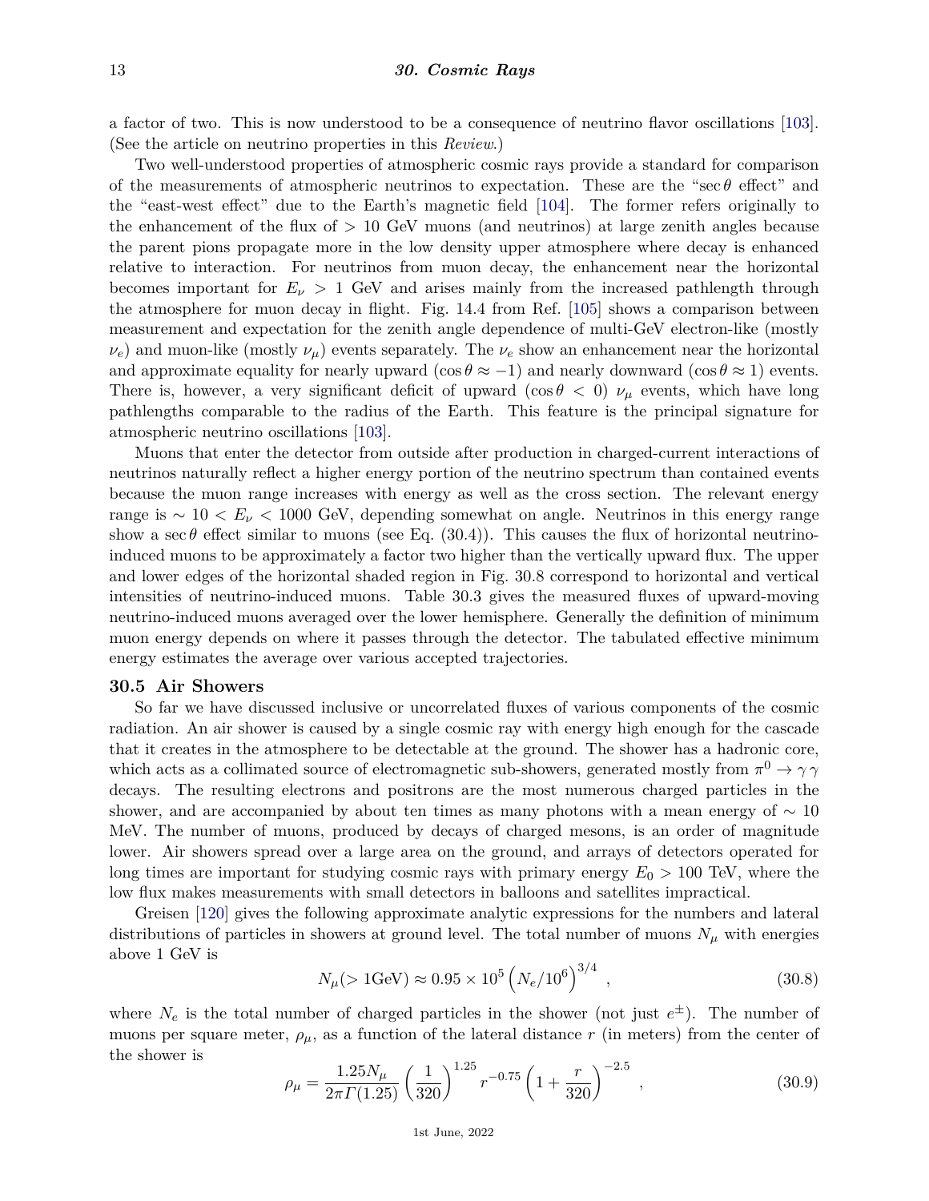a factor of two. This is now understood to be a consequence of neutrino flavor oscillations [103]. (See the article on neutrino properties in this *Review*.)

Two well-understood properties of atmospheric cosmic rays provide a standard for comparison of the measurements of atmospheric neutrinos to expectation. These are the "$\sec\theta$ effect" and the "east-west effect" due to the Earth's magnetic field [104]. The former refers originally to the enhancement of the flux of $> 10$ GeV muons (and neutrinos) at large zenith angles because the parent pions propagate more in the low density upper atmosphere where decay is enhanced relative to interaction. For neutrinos from muon decay, the enhancement near the horizontal becomes important for $E_\nu > 1$ GeV and arises mainly from the increased pathlength through the atmosphere for muon decay in flight. Fig. 14.4 from Ref. [105] shows a comparison between measurement and expectation for the zenith angle dependence of multi-GeV electron-like (mostly $\nu_e$) and muon-like (mostly $\nu_\mu$) events separately. The $\nu_e$ show an enhancement near the horizontal and approximate equality for nearly upward ($\cos\theta \approx -1$) and nearly downward ($\cos\theta \approx 1$) events. There is, however, a very significant deficit of upward ($\cos\theta < 0$) $\nu_\mu$ events, which have long pathlengths comparable to the radius of the Earth. This feature is the principal signature for atmospheric neutrino oscillations [103].

Muons that enter the detector from outside after production in charged-current interactions of neutrinos naturally reflect a higher energy portion of the neutrino spectrum than contained events because the muon range increases with energy as well as the cross section. The relevant energy range is $\sim 10 < E_\nu < 1000$ GeV, depending somewhat on angle. Neutrinos in this energy range show a $\sec\theta$ effect similar to muons (see Eq. (30.4)). This causes the flux of horizontal neutrino-induced muons to be approximately a factor two higher than the vertically upward flux. The upper and lower edges of the horizontal shaded region in Fig. 30.8 correspond to horizontal and vertical intensities of neutrino-induced muons. Table 30.3 gives the measured fluxes of upward-moving neutrino-induced muons averaged over the lower hemisphere. Generally the definition of minimum muon energy depends on where it passes through the detector. The tabulated effective minimum energy estimates the average over various accepted trajectories.

## 30.5 Air Showers

So far we have discussed inclusive or uncorrelated fluxes of various components of the cosmic radiation. An air shower is caused by a single cosmic ray with energy high enough for the cascade that it creates in the atmosphere to be detectable at the ground. The shower has a hadronic core, which acts as a collimated source of electromagnetic sub-showers, generated mostly from $\pi^0 \to \gamma\,\gamma$ decays. The resulting electrons and positrons are the most numerous charged particles in the shower, and are accompanied by about ten times as many photons with a mean energy of $\sim 10$ MeV. The number of muons, produced by decays of charged mesons, is an order of magnitude lower. Air showers spread over a large area on the ground, and arrays of detectors operated for long times are important for studying cosmic rays with primary energy $E_0 > 100$ TeV, where the low flux makes measurements with small detectors in balloons and satellites impractical.

Greisen [120] gives the following approximate analytic expressions for the numbers and lateral distributions of particles in showers at ground level. The total number of muons $N_\mu$ with energies above 1 GeV is

$$N_\mu(> 1\text{GeV}) \approx 0.95 \times 10^5 \left(N_e/10^6\right)^{3/4} \ , \tag{30.8}$$

where $N_e$ is the total number of charged particles in the shower (not just $e^\pm$). The number of muons per square meter, $\rho_\mu$, as a function of the lateral distance $r$ (in meters) from the center of the shower is

$$\rho_\mu = \frac{1.25 N_\mu}{2\pi \Gamma(1.25)} \left(\frac{1}{320}\right)^{1.25} r^{-0.75} \left(1 + \frac{r}{320}\right)^{-2.5} \ , \tag{30.9}$$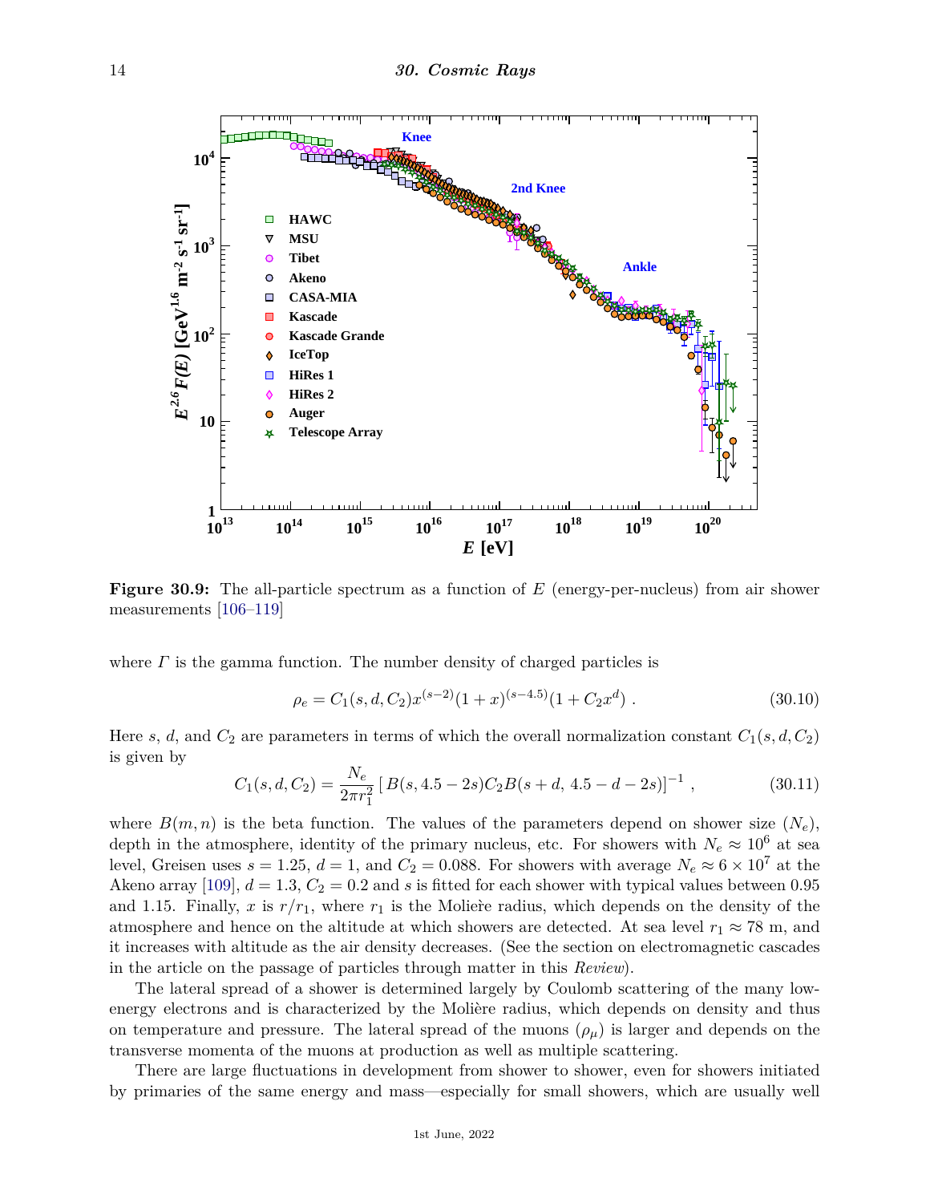**Figure 30.9:** The all-particle spectrum as a function of $E$ (energy-per-nucleus) from air shower measurements [106–119]

where $\Gamma$ is the gamma function. The number density of charged particles is

$$\rho_e = C_1(s,d,C_2)x^{(s-2)}(1+x)^{(s-4.5)}(1+C_2x^d)\ . \tag{30.10}$$

Here $s$, $d$, and $C_2$ are parameters in terms of which the overall normalization constant $C_1(s,d,C_2)$ is given by

$$C_1(s,d,C_2) = \frac{N_e}{2\pi r_1^2}\left[\,B(s, 4.5-2s)C_2B(s+d,\, 4.5-d-2s)\right]^{-1}\ , \tag{30.11}$$

where $B(m,n)$ is the beta function. The values of the parameters depend on shower size ($N_e$), depth in the atmosphere, identity of the primary nucleus, etc. For showers with $N_e \approx 10^6$ at sea level, Greisen uses $s = 1.25$, $d = 1$, and $C_2 = 0.088$. For showers with average $N_e \approx 6\times 10^7$ at the Akeno array [109], $d = 1.3$, $C_2 = 0.2$ and $s$ is fitted for each shower with typical values between 0.95 and 1.15. Finally, $x$ is $r/r_1$, where $r_1$ is the Molière radius, which depends on the density of the atmosphere and hence on the altitude at which showers are detected. At sea level $r_1 \approx 78$ m, and it increases with altitude as the air density decreases. (See the section on electromagnetic cascades in the article on the passage of particles through matter in this *Review*).

The lateral spread of a shower is determined largely by Coulomb scattering of the many low-energy electrons and is characterized by the Molière radius, which depends on density and thus on temperature and pressure. The lateral spread of the muons ($\rho_\mu$) is larger and depends on the transverse momenta of the muons at production as well as multiple scattering.

There are large fluctuations in development from shower to shower, even for showers initiated by primaries of the same energy and mass—especially for small showers, which are usually well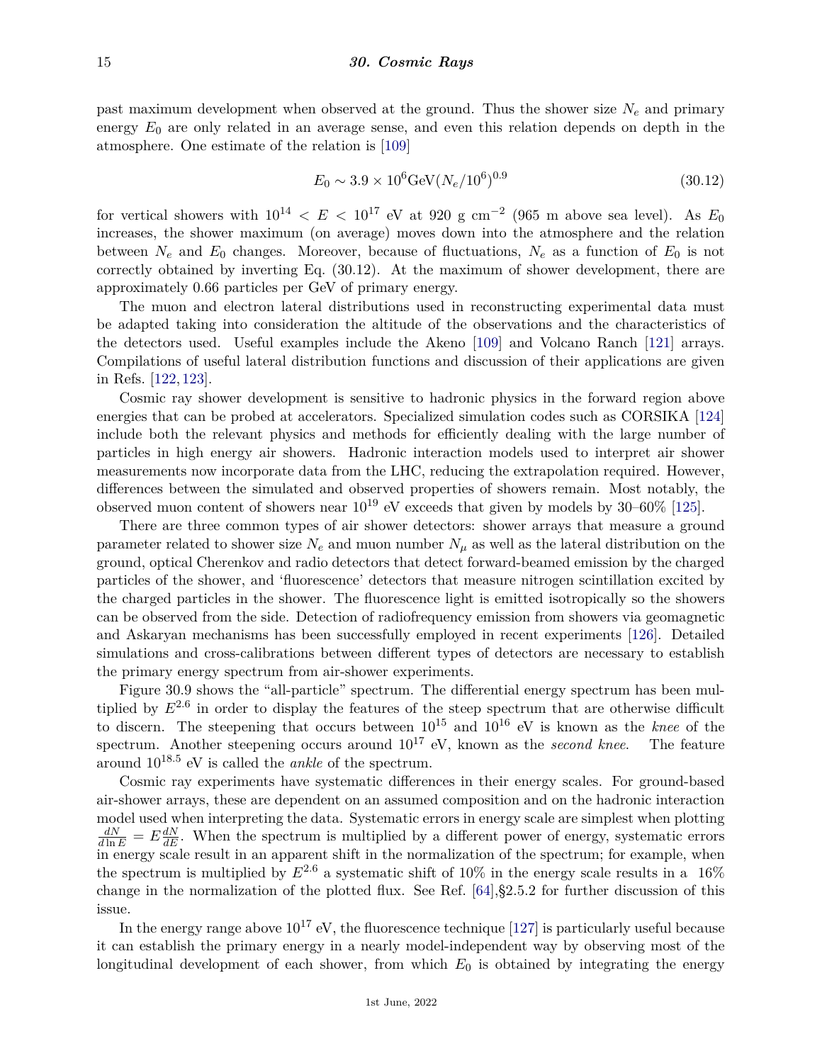past maximum development when observed at the ground. Thus the shower size $N_e$ and primary energy $E_0$ are only related in an average sense, and even this relation depends on depth in the atmosphere. One estimate of the relation is [109]

$$E_0 \sim 3.9 \times 10^6 \text{GeV} (N_e/10^6)^{0.9} \tag{30.12}$$

for vertical showers with $10^{14} < E < 10^{17}$ eV at 920 g cm$^{-2}$ (965 m above sea level). As $E_0$ increases, the shower maximum (on average) moves down into the atmosphere and the relation between $N_e$ and $E_0$ changes. Moreover, because of fluctuations, $N_e$ as a function of $E_0$ is not correctly obtained by inverting Eq. (30.12). At the maximum of shower development, there are approximately 0.66 particles per GeV of primary energy.

The muon and electron lateral distributions used in reconstructing experimental data must be adapted taking into consideration the altitude of the observations and the characteristics of the detectors used. Useful examples include the Akeno [109] and Volcano Ranch [121] arrays. Compilations of useful lateral distribution functions and discussion of their applications are given in Refs. [122, 123].

Cosmic ray shower development is sensitive to hadronic physics in the forward region above energies that can be probed at accelerators. Specialized simulation codes such as CORSIKA [124] include both the relevant physics and methods for efficiently dealing with the large number of particles in high energy air showers. Hadronic interaction models used to interpret air shower measurements now incorporate data from the LHC, reducing the extrapolation required. However, differences between the simulated and observed properties of showers remain. Most notably, the observed muon content of showers near $10^{19}$ eV exceeds that given by models by 30–60% [125].

There are three common types of air shower detectors: shower arrays that measure a ground parameter related to shower size $N_e$ and muon number $N_\mu$ as well as the lateral distribution on the ground, optical Cherenkov and radio detectors that detect forward-beamed emission by the charged particles of the shower, and 'fluorescence' detectors that measure nitrogen scintillation excited by the charged particles in the shower. The fluorescence light is emitted isotropically so the showers can be observed from the side. Detection of radiofrequency emission from showers via geomagnetic and Askaryan mechanisms has been successfully employed in recent experiments [126]. Detailed simulations and cross-calibrations between different types of detectors are necessary to establish the primary energy spectrum from air-shower experiments.

Figure 30.9 shows the "all-particle" spectrum. The differential energy spectrum has been multiplied by $E^{2.6}$ in order to display the features of the steep spectrum that are otherwise difficult to discern. The steepening that occurs between $10^{15}$ and $10^{16}$ eV is known as the *knee* of the spectrum. Another steepening occurs around $10^{17}$ eV, known as the *second knee*. The feature around $10^{18.5}$ eV is called the *ankle* of the spectrum.

Cosmic ray experiments have systematic differences in their energy scales. For ground-based air-shower arrays, these are dependent on an assumed composition and on the hadronic interaction model used when interpreting the data. Systematic errors in energy scale are simplest when plotting $\frac{dN}{d\ln E} = E\frac{dN}{dE}$. When the spectrum is multiplied by a different power of energy, systematic errors in energy scale result in an apparent shift in the normalization of the spectrum; for example, when the spectrum is multiplied by $E^{2.6}$ a systematic shift of 10% in the energy scale results in a 16% change in the normalization of the plotted flux. See Ref. [64],§2.5.2 for further discussion of this issue.

In the energy range above $10^{17}$ eV, the fluorescence technique [127] is particularly useful because it can establish the primary energy in a nearly model-independent way by observing most of the longitudinal development of each shower, from which $E_0$ is obtained by integrating the energy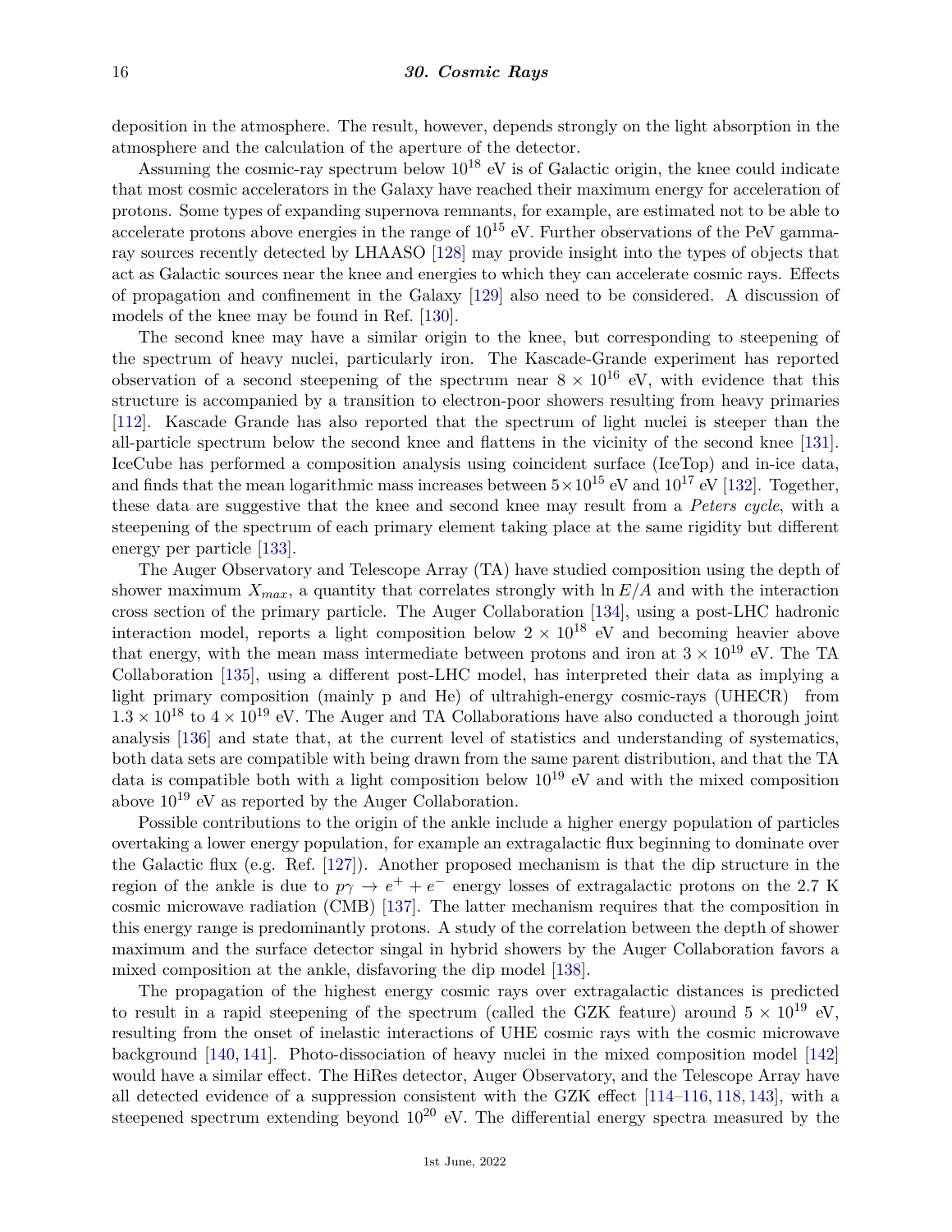deposition in the atmosphere. The result, however, depends strongly on the light absorption in the atmosphere and the calculation of the aperture of the detector.

Assuming the cosmic-ray spectrum below $10^{18}$ eV is of Galactic origin, the knee could indicate that most cosmic accelerators in the Galaxy have reached their maximum energy for acceleration of protons. Some types of expanding supernova remnants, for example, are estimated not to be able to accelerate protons above energies in the range of $10^{15}$ eV. Further observations of the PeV gamma-ray sources recently detected by LHAASO [128] may provide insight into the types of objects that act as Galactic sources near the knee and energies to which they can accelerate cosmic rays. Effects of propagation and confinement in the Galaxy [129] also need to be considered. A discussion of models of the knee may be found in Ref. [130].

The second knee may have a similar origin to the knee, but corresponding to steepening of the spectrum of heavy nuclei, particularly iron. The Kascade-Grande experiment has reported observation of a second steepening of the spectrum near $8 \times 10^{16}$ eV, with evidence that this structure is accompanied by a transition to electron-poor showers resulting from heavy primaries [112]. Kascade Grande has also reported that the spectrum of light nuclei is steeper than the all-particle spectrum below the second knee and flattens in the vicinity of the second knee [131]. IceCube has performed a composition analysis using coincident surface (IceTop) and in-ice data, and finds that the mean logarithmic mass increases between $5 \times 10^{15}$ eV and $10^{17}$ eV [132]. Together, these data are suggestive that the knee and second knee may result from a *Peters cycle*, with a steepening of the spectrum of each primary element taking place at the same rigidity but different energy per particle [133].

The Auger Observatory and Telescope Array (TA) have studied composition using the depth of shower maximum $X_{max}$, a quantity that correlates strongly with $\ln E/A$ and with the interaction cross section of the primary particle. The Auger Collaboration [134], using a post-LHC hadronic interaction model, reports a light composition below $2 \times 10^{18}$ eV and becoming heavier above that energy, with the mean mass intermediate between protons and iron at $3 \times 10^{19}$ eV. The TA Collaboration [135], using a different post-LHC model, has interpreted their data as implying a light primary composition (mainly p and He) of ultrahigh-energy cosmic-rays (UHECR) from $1.3 \times 10^{18}$ to $4 \times 10^{19}$ eV. The Auger and TA Collaborations have also conducted a thorough joint analysis [136] and state that, at the current level of statistics and understanding of systematics, both data sets are compatible with being drawn from the same parent distribution, and that the TA data is compatible both with a light composition below $10^{19}$ eV and with the mixed composition above $10^{19}$ eV as reported by the Auger Collaboration.

Possible contributions to the origin of the ankle include a higher energy population of particles overtaking a lower energy population, for example an extragalactic flux beginning to dominate over the Galactic flux (e.g. Ref. [127]). Another proposed mechanism is that the dip structure in the region of the ankle is due to $p\gamma \to e^+ + e^-$ energy losses of extragalactic protons on the 2.7 K cosmic microwave radiation (CMB) [137]. The latter mechanism requires that the composition in this energy range is predominantly protons. A study of the correlation between the depth of shower maximum and the surface detector singal in hybrid showers by the Auger Collaboration favors a mixed composition at the ankle, disfavoring the dip model [138].

The propagation of the highest energy cosmic rays over extragalactic distances is predicted to result in a rapid steepening of the spectrum (called the GZK feature) around $5 \times 10^{19}$ eV, resulting from the onset of inelastic interactions of UHE cosmic rays with the cosmic microwave background [140, 141]. Photo-dissociation of heavy nuclei in the mixed composition model [142] would have a similar effect. The HiRes detector, Auger Observatory, and the Telescope Array have all detected evidence of a suppression consistent with the GZK effect [114–116, 118, 143], with a steepened spectrum extending beyond $10^{20}$ eV. The differential energy spectra measured by the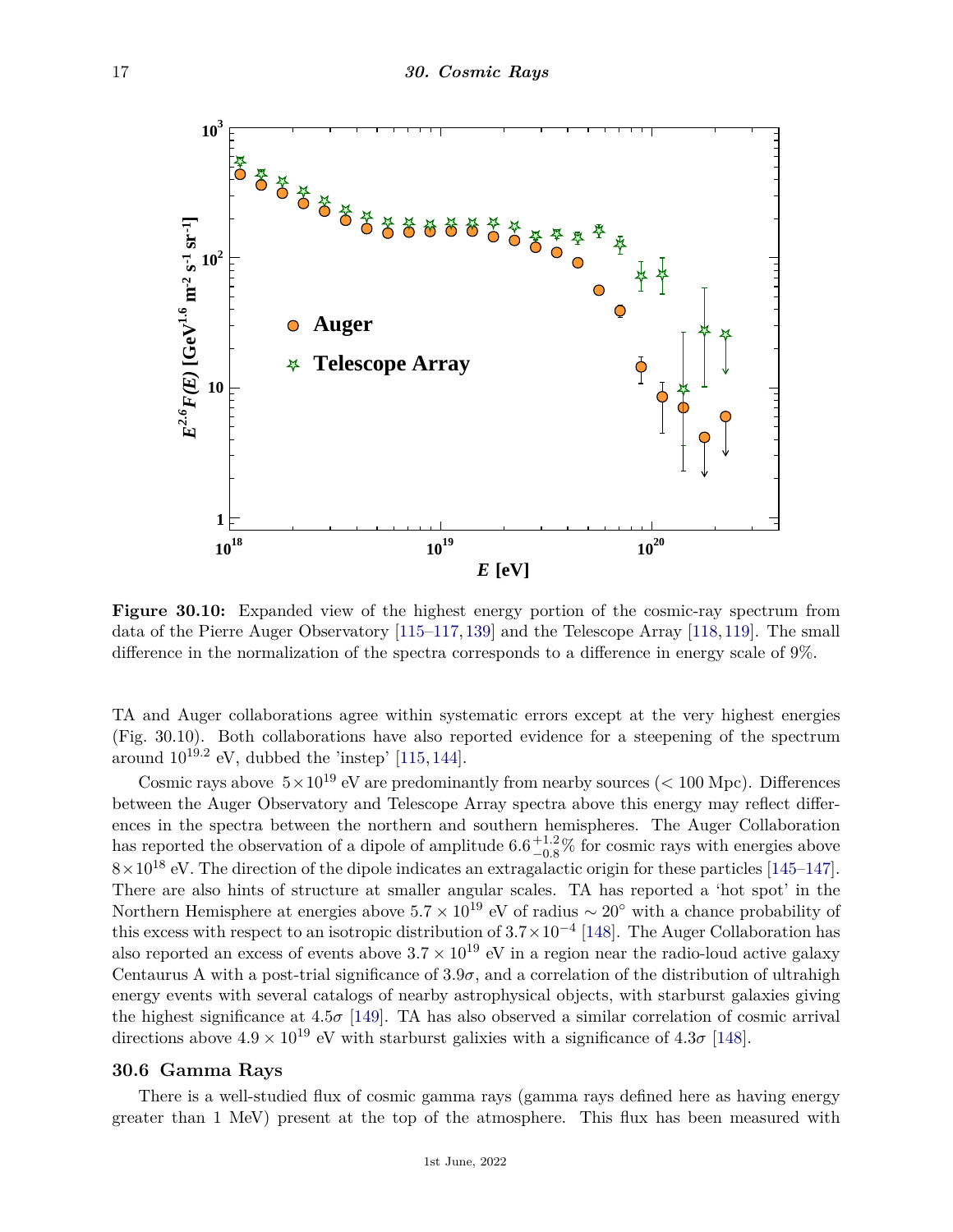**Figure 30.10:** Expanded view of the highest energy portion of the cosmic-ray spectrum from data of the Pierre Auger Observatory [115–117, 139] and the Telescope Array [118, 119]. The small difference in the normalization of the spectra corresponds to a difference in energy scale of 9%.

TA and Auger collaborations agree within systematic errors except at the very highest energies (Fig. 30.10). Both collaborations have also reported evidence for a steepening of the spectrum around $10^{19.2}$ eV, dubbed the 'instep' [115, 144].

Cosmic rays above $5 \times 10^{19}$ eV are predominantly from nearby sources ($< 100$ Mpc). Differences between the Auger Observatory and Telescope Array spectra above this energy may reflect differences in the spectra between the northern and southern hemispheres. The Auger Collaboration has reported the observation of a dipole of amplitude $6.6^{+1.2}_{-0.8}\%$ for cosmic rays with energies above $8 \times 10^{18}$ eV. The direction of the dipole indicates an extragalactic origin for these particles [145–147]. There are also hints of structure at smaller angular scales. TA has reported a 'hot spot' in the Northern Hemisphere at energies above $5.7 \times 10^{19}$ eV of radius $\sim 20^{\circ}$ with a chance probability of this excess with respect to an isotropic distribution of $3.7 \times 10^{-4}$ [148]. The Auger Collaboration has also reported an excess of events above $3.7 \times 10^{19}$ eV in a region near the radio-loud active galaxy Centaurus A with a post-trial significance of $3.9\sigma$, and a correlation of the distribution of ultrahigh energy events with several catalogs of nearby astrophysical objects, with starburst galaxies giving the highest significance at $4.5\sigma$ [149]. TA has also observed a similar correlation of cosmic arrival directions above $4.9 \times 10^{19}$ eV with starburst galixies with a significance of $4.3\sigma$ [148].

## 30.6 Gamma Rays

There is a well-studied flux of cosmic gamma rays (gamma rays defined here as having energy greater than 1 MeV) present at the top of the atmosphere. This flux has been measured with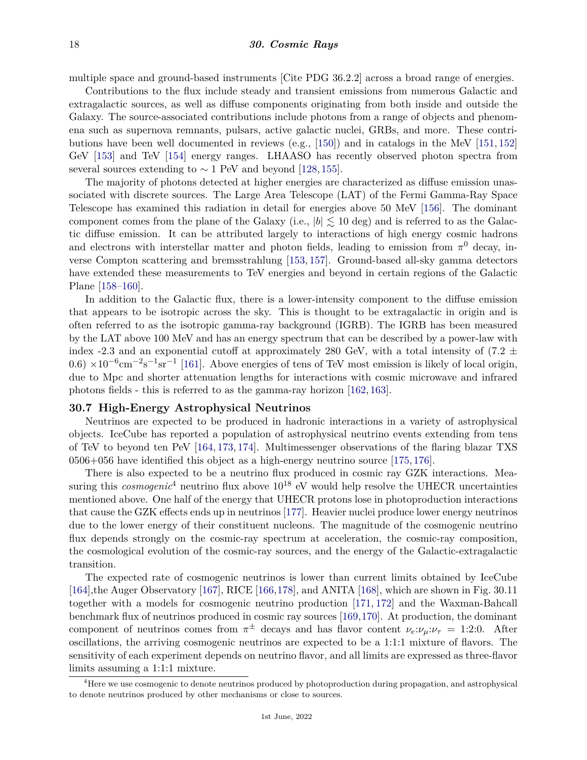multiple space and ground-based instruments [Cite PDG 36.2.2] across a broad range of energies.

Contributions to the flux include steady and transient emissions from numerous Galactic and extragalactic sources, as well as diffuse components originating from both inside and outside the Galaxy. The source-associated contributions include photons from a range of objects and phenomena such as supernova remnants, pulsars, active galactic nuclei, GRBs, and more. These contributions have been well documented in reviews (e.g., [150]) and in catalogs in the MeV [151, 152] GeV [153] and TeV [154] energy ranges. LHAASO has recently observed photon spectra from several sources extending to $\sim$ 1 PeV and beyond [128, 155].

The majority of photons detected at higher energies are characterized as diffuse emission unassociated with discrete sources. The Large Area Telescope (LAT) of the Fermi Gamma-Ray Space Telescope has examined this radiation in detail for energies above 50 MeV [156]. The dominant component comes from the plane of the Galaxy (i.e., $|b| \lesssim 10$ deg) and is referred to as the Galactic diffuse emission. It can be attributed largely to interactions of high energy cosmic hadrons and electrons with interstellar matter and photon fields, leading to emission from $\pi^0$ decay, inverse Compton scattering and bremsstrahlung [153, 157]. Ground-based all-sky gamma detectors have extended these measurements to TeV energies and beyond in certain regions of the Galactic Plane [158–160].

In addition to the Galactic flux, there is a lower-intensity component to the diffuse emission that appears to be isotropic across the sky. This is thought to be extragalactic in origin and is often referred to as the isotropic gamma-ray background (IGRB). The IGRB has been measured by the LAT above 100 MeV and has an energy spectrum that can be described by a power-law with index -2.3 and an exponential cutoff at approximately 280 GeV, with a total intensity of $(7.2 \pm 0.6) \times 10^{-6}\text{cm}^{-2}\text{s}^{-1}\text{sr}^{-1}$ [161]. Above energies of tens of TeV most emission is likely of local origin, due to Mpc and shorter attenuation lengths for interactions with cosmic microwave and infrared photons fields - this is referred to as the gamma-ray horizon [162, 163].

## 30.7 High-Energy Astrophysical Neutrinos

Neutrinos are expected to be produced in hadronic interactions in a variety of astrophysical objects. IceCube has reported a population of astrophysical neutrino events extending from tens of TeV to beyond ten PeV [164, 173, 174]. Multimessenger observations of the flaring blazar TXS 0506+056 have identified this object as a high-energy neutrino source [175, 176].

There is also expected to be a neutrino flux produced in cosmic ray GZK interactions. Measuring this *cosmogenic*[4] neutrino flux above $10^{18}$ eV would help resolve the UHECR uncertainties mentioned above. One half of the energy that UHECR protons lose in photoproduction interactions that cause the GZK effects ends up in neutrinos [177]. Heavier nuclei produce lower energy neutrinos due to the lower energy of their constituent nucleons. The magnitude of the cosmogenic neutrino flux depends strongly on the cosmic-ray spectrum at acceleration, the cosmic-ray composition, the cosmological evolution of the cosmic-ray sources, and the energy of the Galactic-extragalactic transition.

The expected rate of cosmogenic neutrinos is lower than current limits obtained by IceCube [164],the Auger Observatory [167], RICE [166,178], and ANITA [168], which are shown in Fig. 30.11 together with a models for cosmogenic neutrino production [171, 172] and the Waxman-Bahcall benchmark flux of neutrinos produced in cosmic ray sources [169,170]. At production, the dominant component of neutrinos comes from $\pi^\pm$ decays and has flavor content $\nu_e$:$\nu_\mu$:$\nu_\tau$ = 1:2:0. After oscillations, the arriving cosmogenic neutrinos are expected to be a 1:1:1 mixture of flavors. The sensitivity of each experiment depends on neutrino flavor, and all limits are expressed as three-flavor limits assuming a 1:1:1 mixture.

[4]Here we use cosmogenic to denote neutrinos produced by photoproduction during propagation, and astrophysical to denote neutrinos produced by other mechanisms or close to sources.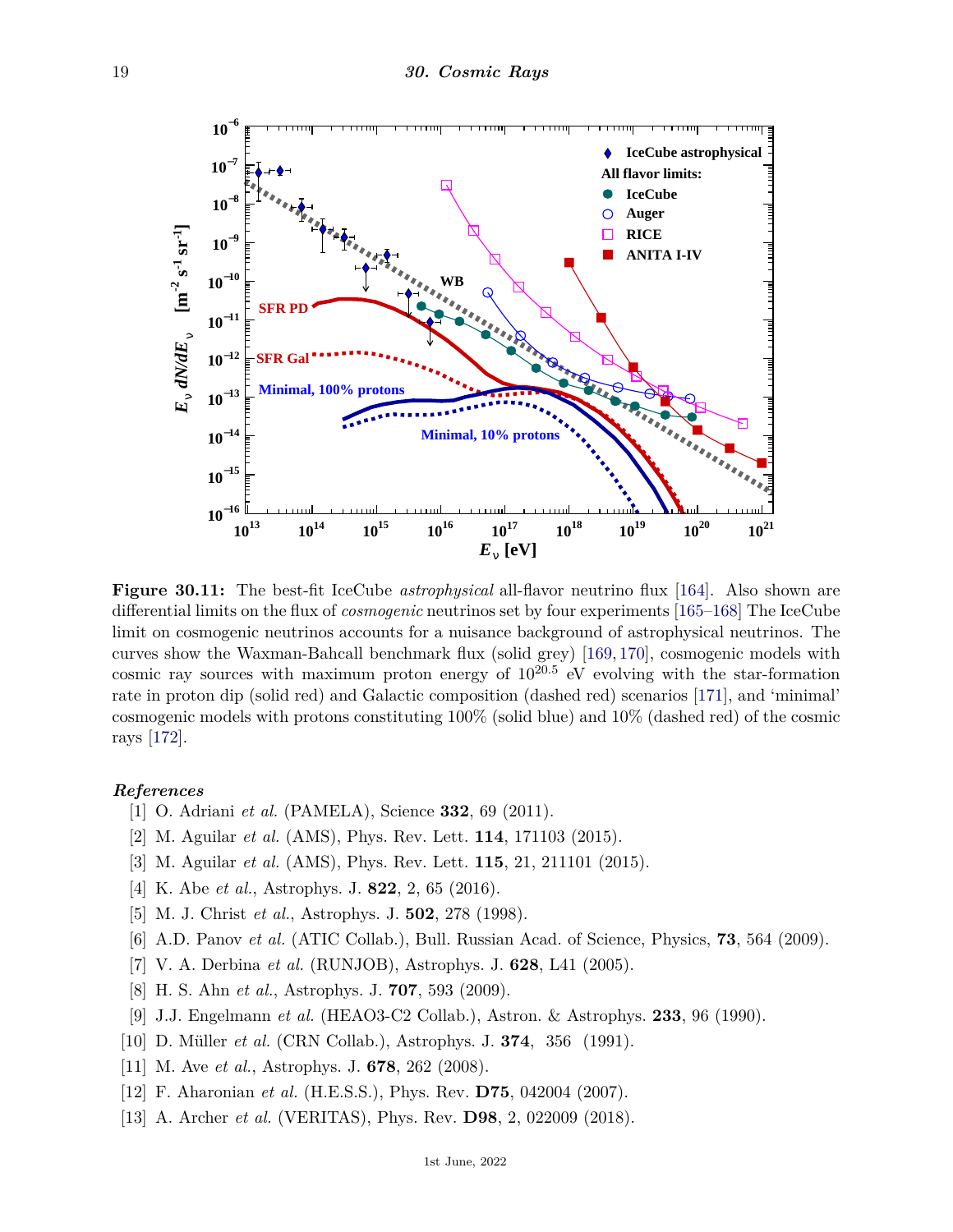**Figure 30.11:** The best-fit IceCube *astrophysical* all-flavor neutrino flux [164]. Also shown are differential limits on the flux of *cosmogenic* neutrinos set by four experiments [165–168] The IceCube limit on cosmogenic neutrinos accounts for a nuisance background of astrophysical neutrinos. The curves show the Waxman-Bahcall benchmark flux (solid grey) [169, 170], cosmogenic models with cosmic ray sources with maximum proton energy of $10^{20.5}$ eV evolving with the star-formation rate in proton dip (solid red) and Galactic composition (dashed red) scenarios [171], and 'minimal' cosmogenic models with protons constituting 100% (solid blue) and 10% (dashed red) of the cosmic rays [172].

***References***

[1] O. Adriani *et al.* (PAMELA), Science **332**, 69 (2011).

[2] M. Aguilar *et al.* (AMS), Phys. Rev. Lett. **114**, 171103 (2015).

[3] M. Aguilar *et al.* (AMS), Phys. Rev. Lett. **115**, 21, 211101 (2015).

[4] K. Abe *et al.*, Astrophys. J. **822**, 2, 65 (2016).

[5] M. J. Christ *et al.*, Astrophys. J. **502**, 278 (1998).

[6] A.D. Panov *et al.* (ATIC Collab.), Bull. Russian Acad. of Science, Physics, **73**, 564 (2009).

[7] V. A. Derbina *et al.* (RUNJOB), Astrophys. J. **628**, L41 (2005).

[8] H. S. Ahn *et al.*, Astrophys. J. **707**, 593 (2009).

[9] J.J. Engelmann *et al.* (HEAO3-C2 Collab.), Astron. & Astrophys. **233**, 96 (1990).

[10] D. Müller *et al.* (CRN Collab.), Astrophys. J. **374**, 356 (1991).

[11] M. Ave *et al.*, Astrophys. J. **678**, 262 (2008).

[12] F. Aharonian *et al.* (H.E.S.S.), Phys. Rev. **D75**, 042004 (2007).

[13] A. Archer *et al.* (VERITAS), Phys. Rev. **D98**, 2, 022009 (2018).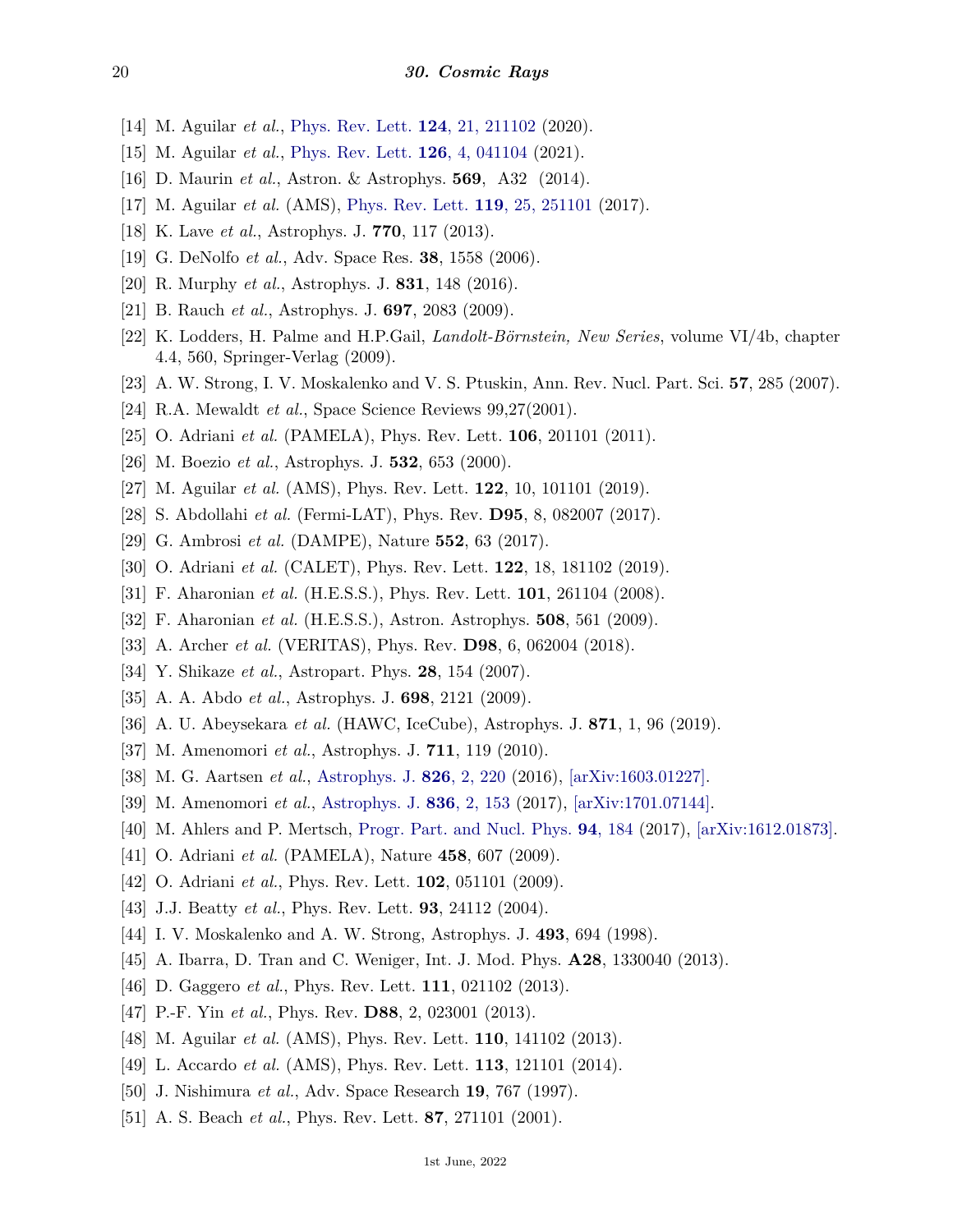[14] M. Aguilar *et al.*, Phys. Rev. Lett. **124**, 21, 211102 (2020).

[15] M. Aguilar *et al.*, Phys. Rev. Lett. **126**, 4, 041104 (2021).

[16] D. Maurin *et al.*, Astron. & Astrophys. **569**, A32 (2014).

[17] M. Aguilar *et al.* (AMS), Phys. Rev. Lett. **119**, 25, 251101 (2017).

[18] K. Lave *et al.*, Astrophys. J. **770**, 117 (2013).

[19] G. DeNolfo *et al.*, Adv. Space Res. **38**, 1558 (2006).

[20] R. Murphy *et al.*, Astrophys. J. **831**, 148 (2016).

[21] B. Rauch *et al.*, Astrophys. J. **697**, 2083 (2009).

[22] K. Lodders, H. Palme and H.P.Gail, *Landolt-Börnstein, New Series*, volume VI/4b, chapter 4.4, 560, Springer-Verlag (2009).

[23] A. W. Strong, I. V. Moskalenko and V. S. Ptuskin, Ann. Rev. Nucl. Part. Sci. **57**, 285 (2007).

[24] R.A. Mewaldt *et al.*, Space Science Reviews 99,27(2001).

[25] O. Adriani *et al.* (PAMELA), Phys. Rev. Lett. **106**, 201101 (2011).

[26] M. Boezio *et al.*, Astrophys. J. **532**, 653 (2000).

[27] M. Aguilar *et al.* (AMS), Phys. Rev. Lett. **122**, 10, 101101 (2019).

[28] S. Abdollahi *et al.* (Fermi-LAT), Phys. Rev. **D95**, 8, 082007 (2017).

[29] G. Ambrosi *et al.* (DAMPE), Nature **552**, 63 (2017).

[30] O. Adriani *et al.* (CALET), Phys. Rev. Lett. **122**, 18, 181102 (2019).

[31] F. Aharonian *et al.* (H.E.S.S.), Phys. Rev. Lett. **101**, 261104 (2008).

[32] F. Aharonian *et al.* (H.E.S.S.), Astron. Astrophys. **508**, 561 (2009).

[33] A. Archer *et al.* (VERITAS), Phys. Rev. **D98**, 6, 062004 (2018).

[34] Y. Shikaze *et al.*, Astropart. Phys. **28**, 154 (2007).

[35] A. A. Abdo *et al.*, Astrophys. J. **698**, 2121 (2009).

[36] A. U. Abeysekara *et al.* (HAWC, IceCube), Astrophys. J. **871**, 1, 96 (2019).

[37] M. Amenomori *et al.*, Astrophys. J. **711**, 119 (2010).

[38] M. G. Aartsen *et al.*, Astrophys. J. **826**, 2, 220 (2016), [arXiv:1603.01227].

[39] M. Amenomori *et al.*, Astrophys. J. **836**, 2, 153 (2017), [arXiv:1701.07144].

[40] M. Ahlers and P. Mertsch, Progr. Part. and Nucl. Phys. **94**, 184 (2017), [arXiv:1612.01873].

[41] O. Adriani *et al.* (PAMELA), Nature **458**, 607 (2009).

[42] O. Adriani *et al.*, Phys. Rev. Lett. **102**, 051101 (2009).

[43] J.J. Beatty *et al.*, Phys. Rev. Lett. **93**, 24112 (2004).

[44] I. V. Moskalenko and A. W. Strong, Astrophys. J. **493**, 694 (1998).

[45] A. Ibarra, D. Tran and C. Weniger, Int. J. Mod. Phys. **A28**, 1330040 (2013).

[46] D. Gaggero *et al.*, Phys. Rev. Lett. **111**, 021102 (2013).

[47] P.-F. Yin *et al.*, Phys. Rev. **D88**, 2, 023001 (2013).

[48] M. Aguilar *et al.* (AMS), Phys. Rev. Lett. **110**, 141102 (2013).

[49] L. Accardo *et al.* (AMS), Phys. Rev. Lett. **113**, 121101 (2014).

[50] J. Nishimura *et al.*, Adv. Space Research **19**, 767 (1997).

[51] A. S. Beach *et al.*, Phys. Rev. Lett. **87**, 271101 (2001).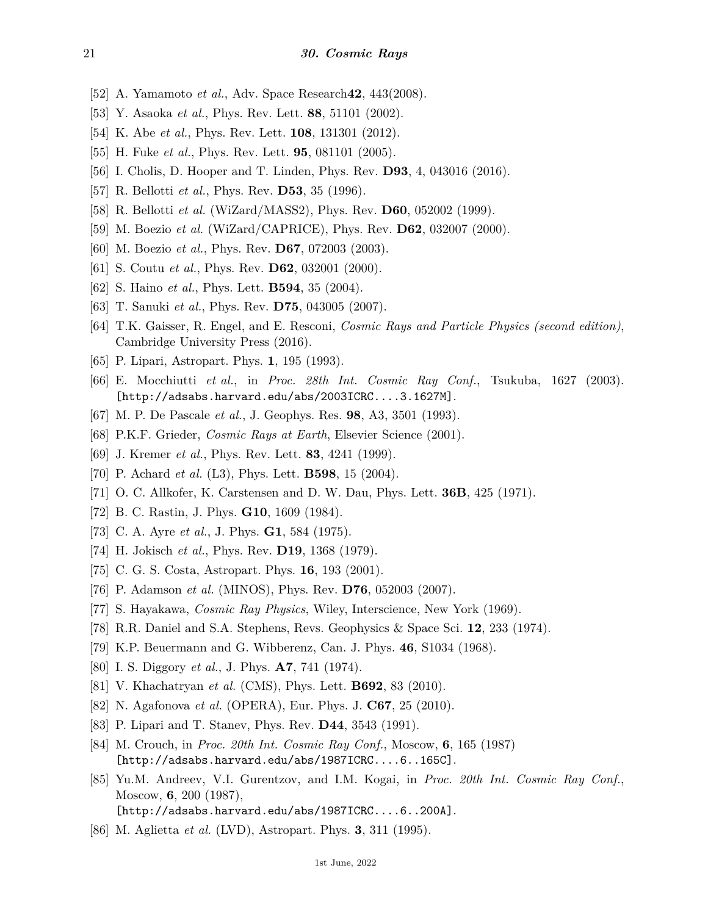[52] A. Yamamoto *et al.*, Adv. Space Research**42**, 443(2008).

[53] Y. Asaoka *et al.*, Phys. Rev. Lett. **88**, 51101 (2002).

[54] K. Abe *et al.*, Phys. Rev. Lett. **108**, 131301 (2012).

[55] H. Fuke *et al.*, Phys. Rev. Lett. **95**, 081101 (2005).

[56] I. Cholis, D. Hooper and T. Linden, Phys. Rev. **D93**, 4, 043016 (2016).

[57] R. Bellotti *et al.*, Phys. Rev. **D53**, 35 (1996).

[58] R. Bellotti *et al.* (WiZard/MASS2), Phys. Rev. **D60**, 052002 (1999).

[59] M. Boezio *et al.* (WiZard/CAPRICE), Phys. Rev. **D62**, 032007 (2000).

[60] M. Boezio *et al.*, Phys. Rev. **D67**, 072003 (2003).

[61] S. Coutu *et al.*, Phys. Rev. **D62**, 032001 (2000).

[62] S. Haino *et al.*, Phys. Lett. **B594**, 35 (2004).

[63] T. Sanuki *et al.*, Phys. Rev. **D75**, 043005 (2007).

[64] T.K. Gaisser, R. Engel, and E. Resconi, *Cosmic Rays and Particle Physics (second edition)*, Cambridge University Press (2016).

[65] P. Lipari, Astropart. Phys. **1**, 195 (1993).

[66] E. Mocchiutti *et al.*, in *Proc. 28th Int. Cosmic Ray Conf.*, Tsukuba, 1627 (2003). [http://adsabs.harvard.edu/abs/2003ICRC....3.1627M].

[67] M. P. De Pascale *et al.*, J. Geophys. Res. **98**, A3, 3501 (1993).

[68] P.K.F. Grieder, *Cosmic Rays at Earth*, Elsevier Science (2001).

[69] J. Kremer *et al.*, Phys. Rev. Lett. **83**, 4241 (1999).

[70] P. Achard *et al.* (L3), Phys. Lett. **B598**, 15 (2004).

[71] O. C. Allkofer, K. Carstensen and D. W. Dau, Phys. Lett. **36B**, 425 (1971).

[72] B. C. Rastin, J. Phys. **G10**, 1609 (1984).

[73] C. A. Ayre *et al.*, J. Phys. **G1**, 584 (1975).

[74] H. Jokisch *et al.*, Phys. Rev. **D19**, 1368 (1979).

[75] C. G. S. Costa, Astropart. Phys. **16**, 193 (2001).

[76] P. Adamson *et al.* (MINOS), Phys. Rev. **D76**, 052003 (2007).

[77] S. Hayakawa, *Cosmic Ray Physics*, Wiley, Interscience, New York (1969).

[78] R.R. Daniel and S.A. Stephens, Revs. Geophysics & Space Sci. **12**, 233 (1974).

[79] K.P. Beuermann and G. Wibberenz, Can. J. Phys. **46**, S1034 (1968).

[80] I. S. Diggory *et al.*, J. Phys. **A7**, 741 (1974).

[81] V. Khachatryan *et al.* (CMS), Phys. Lett. **B692**, 83 (2010).

[82] N. Agafonova *et al.* (OPERA), Eur. Phys. J. **C67**, 25 (2010).

[83] P. Lipari and T. Stanev, Phys. Rev. **D44**, 3543 (1991).

[84] M. Crouch, in *Proc. 20th Int. Cosmic Ray Conf.*, Moscow, **6**, 165 (1987) [http://adsabs.harvard.edu/abs/1987ICRC....6..165C].

[85] Yu.M. Andreev, V.I. Gurentzov, and I.M. Kogai, in *Proc. 20th Int. Cosmic Ray Conf.*, Moscow, **6**, 200 (1987), [http://adsabs.harvard.edu/abs/1987ICRC....6..200A].

[86] M. Aglietta *et al.* (LVD), Astropart. Phys. **3**, 311 (1995).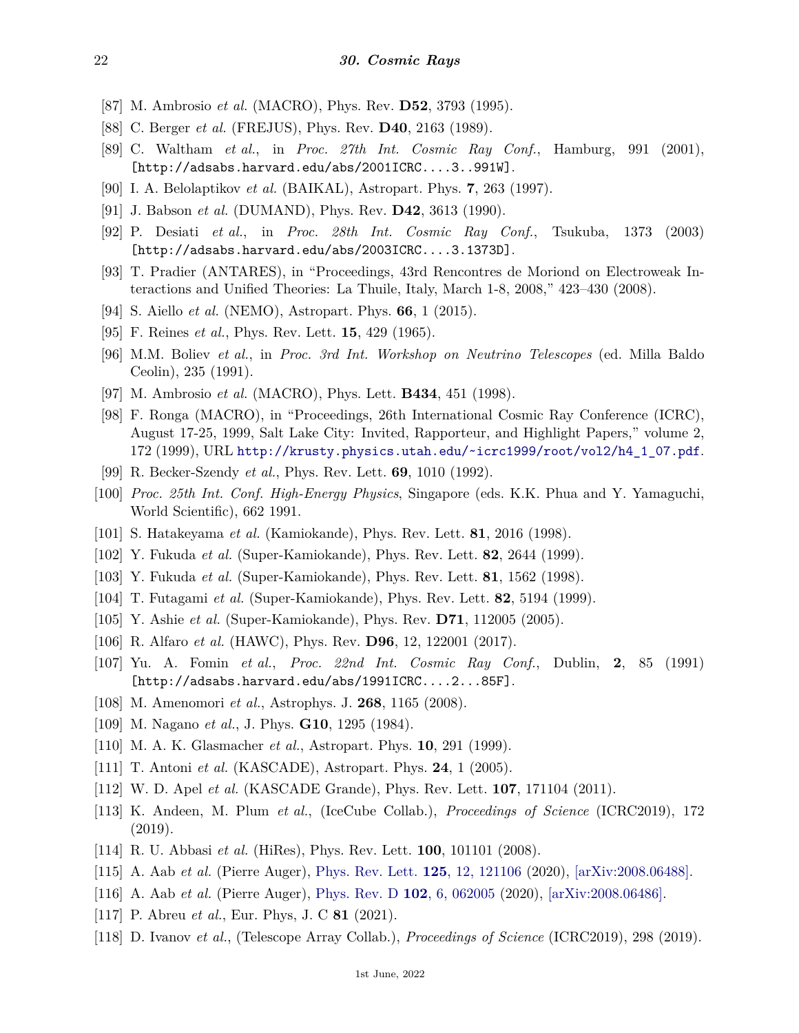[87] M. Ambrosio *et al.* (MACRO), Phys. Rev. **D52**, 3793 (1995).

[88] C. Berger *et al.* (FREJUS), Phys. Rev. **D40**, 2163 (1989).

[89] C. Waltham *et al.*, in *Proc. 27th Int. Cosmic Ray Conf.*, Hamburg, 991 (2001), [http://adsabs.harvard.edu/abs/2001ICRC....3..991W].

[90] I. A. Belolaptikov *et al.* (BAIKAL), Astropart. Phys. **7**, 263 (1997).

[91] J. Babson *et al.* (DUMAND), Phys. Rev. **D42**, 3613 (1990).

[92] P. Desiati *et al.*, in *Proc. 28th Int. Cosmic Ray Conf.*, Tsukuba, 1373 (2003) [http://adsabs.harvard.edu/abs/2003ICRC....3.1373D].

[93] T. Pradier (ANTARES), in "Proceedings, 43rd Rencontres de Moriond on Electroweak Interactions and Unified Theories: La Thuile, Italy, March 1-8, 2008," 423–430 (2008).

[94] S. Aiello *et al.* (NEMO), Astropart. Phys. **66**, 1 (2015).

[95] F. Reines *et al.*, Phys. Rev. Lett. **15**, 429 (1965).

[96] M.M. Boliev *et al.*, in *Proc. 3rd Int. Workshop on Neutrino Telescopes* (ed. Milla Baldo Ceolin), 235 (1991).

[97] M. Ambrosio *et al.* (MACRO), Phys. Lett. **B434**, 451 (1998).

[98] F. Ronga (MACRO), in "Proceedings, 26th International Cosmic Ray Conference (ICRC), August 17-25, 1999, Salt Lake City: Invited, Rapporteur, and Highlight Papers," volume 2, 172 (1999), URL http://krusty.physics.utah.edu/~icrc1999/root/vol2/h4_1_07.pdf.

[99] R. Becker-Szendy *et al.*, Phys. Rev. Lett. **69**, 1010 (1992).

[100] *Proc. 25th Int. Conf. High-Energy Physics*, Singapore (eds. K.K. Phua and Y. Yamaguchi, World Scientific), 662 1991.

[101] S. Hatakeyama *et al.* (Kamiokande), Phys. Rev. Lett. **81**, 2016 (1998).

[102] Y. Fukuda *et al.* (Super-Kamiokande), Phys. Rev. Lett. **82**, 2644 (1999).

[103] Y. Fukuda *et al.* (Super-Kamiokande), Phys. Rev. Lett. **81**, 1562 (1998).

[104] T. Futagami *et al.* (Super-Kamiokande), Phys. Rev. Lett. **82**, 5194 (1999).

[105] Y. Ashie *et al.* (Super-Kamiokande), Phys. Rev. **D71**, 112005 (2005).

[106] R. Alfaro *et al.* (HAWC), Phys. Rev. **D96**, 12, 122001 (2017).

[107] Yu. A. Fomin *et al.*, *Proc. 22nd Int. Cosmic Ray Conf.*, Dublin, **2**, 85 (1991) [http://adsabs.harvard.edu/abs/1991ICRC....2...85F].

[108] M. Amenomori *et al.*, Astrophys. J. **268**, 1165 (2008).

[109] M. Nagano *et al.*, J. Phys. **G10**, 1295 (1984).

[110] M. A. K. Glasmacher *et al.*, Astropart. Phys. **10**, 291 (1999).

[111] T. Antoni *et al.* (KASCADE), Astropart. Phys. **24**, 1 (2005).

[112] W. D. Apel *et al.* (KASCADE Grande), Phys. Rev. Lett. **107**, 171104 (2011).

[113] K. Andeen, M. Plum *et al.*, (IceCube Collab.), *Proceedings of Science* (ICRC2019), 172 (2019).

[114] R. U. Abbasi *et al.* (HiRes), Phys. Rev. Lett. **100**, 101101 (2008).

[115] A. Aab *et al.* (Pierre Auger), Phys. Rev. Lett. **125**, 12, 121106 (2020), [arXiv:2008.06488].

[116] A. Aab *et al.* (Pierre Auger), Phys. Rev. D **102**, 6, 062005 (2020), [arXiv:2008.06486].

[117] P. Abreu *et al.*, Eur. Phys, J. C **81** (2021).

[118] D. Ivanov *et al.*, (Telescope Array Collab.), *Proceedings of Science* (ICRC2019), 298 (2019).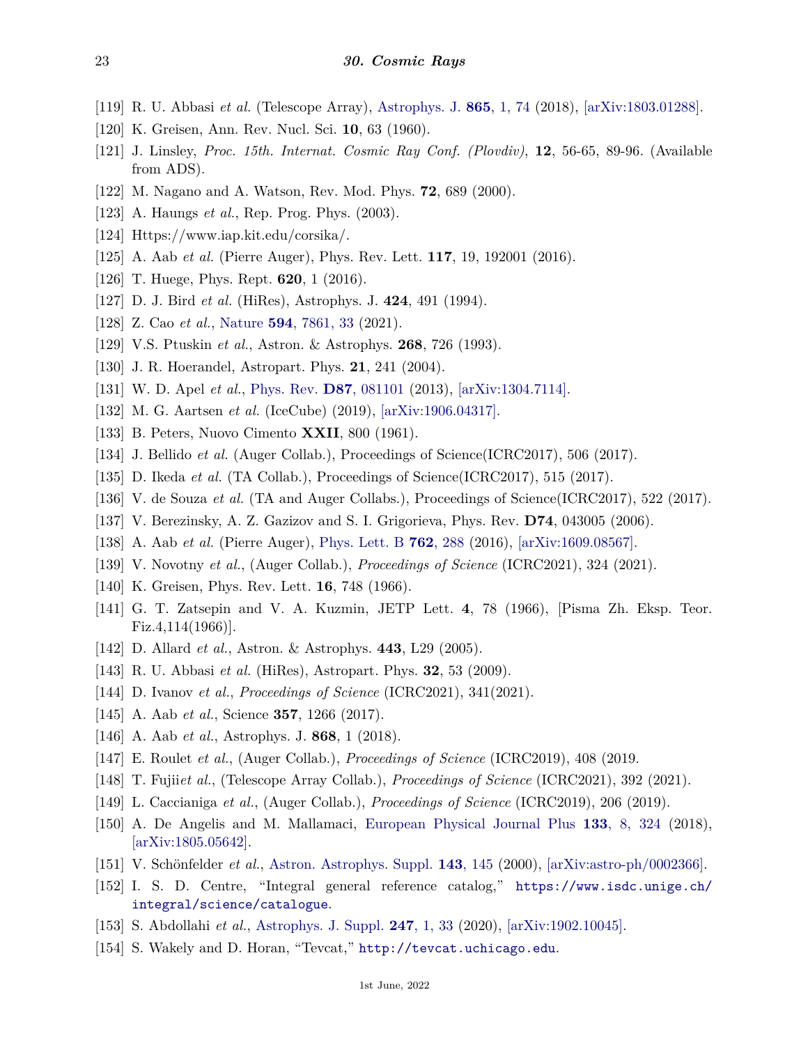[119] R. U. Abbasi *et al.* (Telescope Array), Astrophys. J. **865**, 1, 74 (2018), [arXiv:1803.01288].

[120] K. Greisen, Ann. Rev. Nucl. Sci. **10**, 63 (1960).

[121] J. Linsley, *Proc. 15th. Internat. Cosmic Ray Conf. (Plovdiv)*, **12**, 56-65, 89-96. (Available from ADS).

[122] M. Nagano and A. Watson, Rev. Mod. Phys. **72**, 689 (2000).

[123] A. Haungs *et al.*, Rep. Prog. Phys. (2003).

[124] Https://www.iap.kit.edu/corsika/.

[125] A. Aab *et al.* (Pierre Auger), Phys. Rev. Lett. **117**, 19, 192001 (2016).

[126] T. Huege, Phys. Rept. **620**, 1 (2016).

[127] D. J. Bird *et al.* (HiRes), Astrophys. J. **424**, 491 (1994).

[128] Z. Cao *et al.*, Nature **594**, 7861, 33 (2021).

[129] V.S. Ptuskin *et al.*, Astron. & Astrophys. **268**, 726 (1993).

[130] J. R. Hoerandel, Astropart. Phys. **21**, 241 (2004).

[131] W. D. Apel *et al.*, Phys. Rev. **D87**, 081101 (2013), [arXiv:1304.7114].

[132] M. G. Aartsen *et al.* (IceCube) (2019), [arXiv:1906.04317].

[133] B. Peters, Nuovo Cimento **XXII**, 800 (1961).

[134] J. Bellido *et al.* (Auger Collab.), Proceedings of Science(ICRC2017), 506 (2017).

[135] D. Ikeda *et al.* (TA Collab.), Proceedings of Science(ICRC2017), 515 (2017).

[136] V. de Souza *et al.* (TA and Auger Collabs.), Proceedings of Science(ICRC2017), 522 (2017).

[137] V. Berezinsky, A. Z. Gazizov and S. I. Grigorieva, Phys. Rev. **D74**, 043005 (2006).

[138] A. Aab *et al.* (Pierre Auger), Phys. Lett. B **762**, 288 (2016), [arXiv:1609.08567].

[139] V. Novotny *et al.*, (Auger Collab.), *Proceedings of Science* (ICRC2021), 324 (2021).

[140] K. Greisen, Phys. Rev. Lett. **16**, 748 (1966).

[141] G. T. Zatsepin and V. A. Kuzmin, JETP Lett. **4**, 78 (1966), [Pisma Zh. Eksp. Teor. Fiz.4,114(1966)].

[142] D. Allard *et al.*, Astron. & Astrophys. **443**, L29 (2005).

[143] R. U. Abbasi *et al.* (HiRes), Astropart. Phys. **32**, 53 (2009).

[144] D. Ivanov *et al.*, *Proceedings of Science* (ICRC2021), 341(2021).

[145] A. Aab *et al.*, Science **357**, 1266 (2017).

[146] A. Aab *et al.*, Astrophys. J. **868**, 1 (2018).

[147] E. Roulet *et al.*, (Auger Collab.), *Proceedings of Science* (ICRC2019), 408 (2019.

[148] T. Fujii*et al.*, (Telescope Array Collab.), *Proceedings of Science* (ICRC2021), 392 (2021).

[149] L. Caccianiga *et al.*, (Auger Collab.), *Proceedings of Science* (ICRC2019), 206 (2019).

[150] A. De Angelis and M. Mallamaci, European Physical Journal Plus **133**, 8, 324 (2018), [arXiv:1805.05642].

[151] V. Schönfelder *et al.*, Astron. Astrophys. Suppl. **143**, 145 (2000), [arXiv:astro-ph/0002366].

[152] I. S. D. Centre, "Integral general reference catalog," `https://www.isdc.unige.ch/integral/science/catalogue`.

[153] S. Abdollahi *et al.*, Astrophys. J. Suppl. **247**, 1, 33 (2020), [arXiv:1902.10045].

[154] S. Wakely and D. Horan, "Tevcat," `http://tevcat.uchicago.edu`.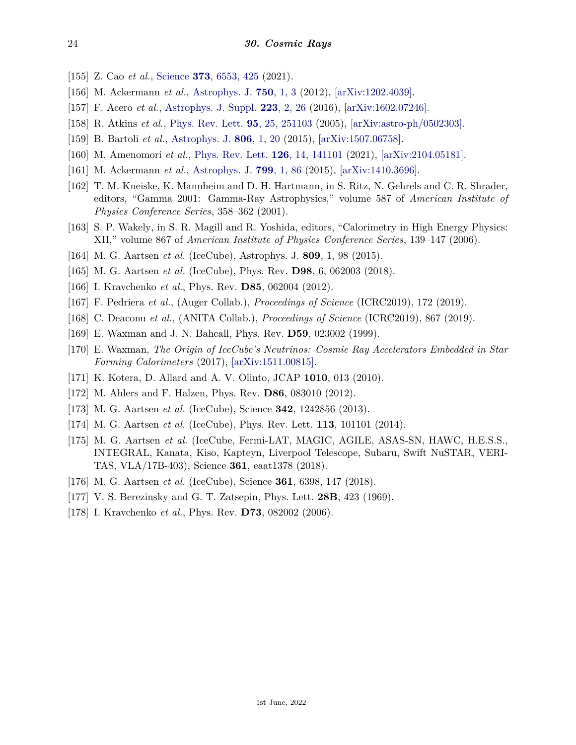- [155] Z. Cao *et al.*, Science **373**, 6553, 425 (2021).
- [156] M. Ackermann *et al.*, Astrophys. J. **750**, 1, 3 (2012), [arXiv:1202.4039].
- [157] F. Acero *et al.*, Astrophys. J. Suppl. **223**, 2, 26 (2016), [arXiv:1602.07246].
- [158] R. Atkins *et al.*, Phys. Rev. Lett. **95**, 25, 251103 (2005), [arXiv:astro-ph/0502303].
- [159] B. Bartoli *et al.*, Astrophys. J. **806**, 1, 20 (2015), [arXiv:1507.06758].
- [160] M. Amenomori *et al.*, Phys. Rev. Lett. **126**, 14, 141101 (2021), [arXiv:2104.05181].
- [161] M. Ackermann *et al.*, Astrophys. J. **799**, 1, 86 (2015), [arXiv:1410.3696].
- [162] T. M. Kneiske, K. Mannheim and D. H. Hartmann, in S. Ritz, N. Gehrels and C. R. Shrader, editors, "Gamma 2001: Gamma-Ray Astrophysics," volume 587 of *American Institute of Physics Conference Series*, 358–362 (2001).
- [163] S. P. Wakely, in S. R. Magill and R. Yoshida, editors, "Calorimetry in High Energy Physics: XII," volume 867 of *American Institute of Physics Conference Series*, 139–147 (2006).
- [164] M. G. Aartsen *et al.* (IceCube), Astrophys. J. **809**, 1, 98 (2015).
- [165] M. G. Aartsen *et al.* (IceCube), Phys. Rev. **D98**, 6, 062003 (2018).
- [166] I. Kravchenko *et al.*, Phys. Rev. **D85**, 062004 (2012).
- [167] F. Pedriera *et al.*, (Auger Collab.), *Proceedings of Science* (ICRC2019), 172 (2019).
- [168] C. Deaconu *et al.*, (ANITA Collab.), *Proceedings of Science* (ICRC2019), 867 (2019).
- [169] E. Waxman and J. N. Bahcall, Phys. Rev. **D59**, 023002 (1999).
- [170] E. Waxman, *The Origin of IceCube's Neutrinos: Cosmic Ray Accelerators Embedded in Star Forming Calorimeters* (2017), [arXiv:1511.00815].
- [171] K. Kotera, D. Allard and A. V. Olinto, JCAP **1010**, 013 (2010).
- [172] M. Ahlers and F. Halzen, Phys. Rev. **D86**, 083010 (2012).
- [173] M. G. Aartsen *et al.* (IceCube), Science **342**, 1242856 (2013).
- [174] M. G. Aartsen *et al.* (IceCube), Phys. Rev. Lett. **113**, 101101 (2014).
- [175] M. G. Aartsen *et al.* (IceCube, Fermi-LAT, MAGIC, AGILE, ASAS-SN, HAWC, H.E.S.S., INTEGRAL, Kanata, Kiso, Kapteyn, Liverpool Telescope, Subaru, Swift NuSTAR, VERITAS, VLA/17B-403), Science **361**, eaat1378 (2018).
- [176] M. G. Aartsen *et al.* (IceCube), Science **361**, 6398, 147 (2018).
- [177] V. S. Berezinsky and G. T. Zatsepin, Phys. Lett. **28B**, 423 (1969).
- [178] I. Kravchenko *et al.*, Phys. Rev. **D73**, 082002 (2006).